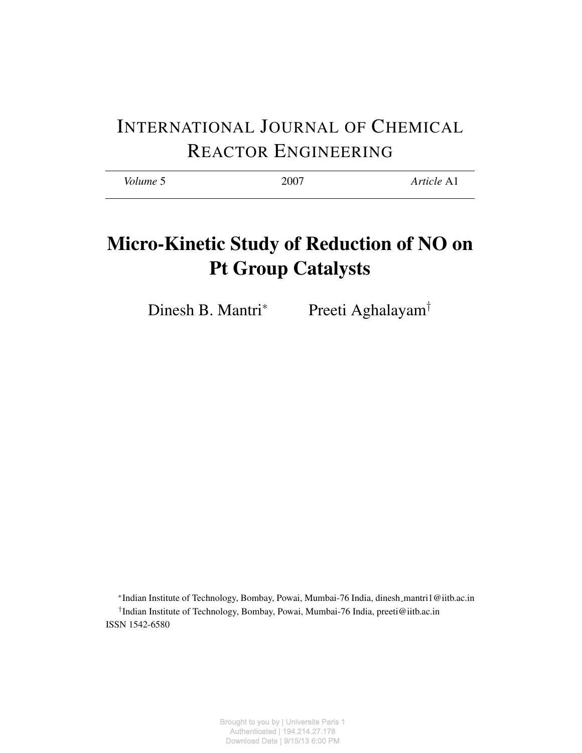# International Journal of Chemical Reactor Engineering

*Volume* 5 2007 *Article* A1

# Micro-Kinetic Study of Reduction of NO on Pt Group Catalysts

Dinesh B. Mantri[*] Preeti Aghalayam[†]

[*]Indian Institute of Technology, Bombay, Powai, Mumbai-76 India, dinesh_mantri1@iitb.ac.in

[†]Indian Institute of Technology, Bombay, Powai, Mumbai-76 India, preeti@iitb.ac.in

ISSN 1542-6580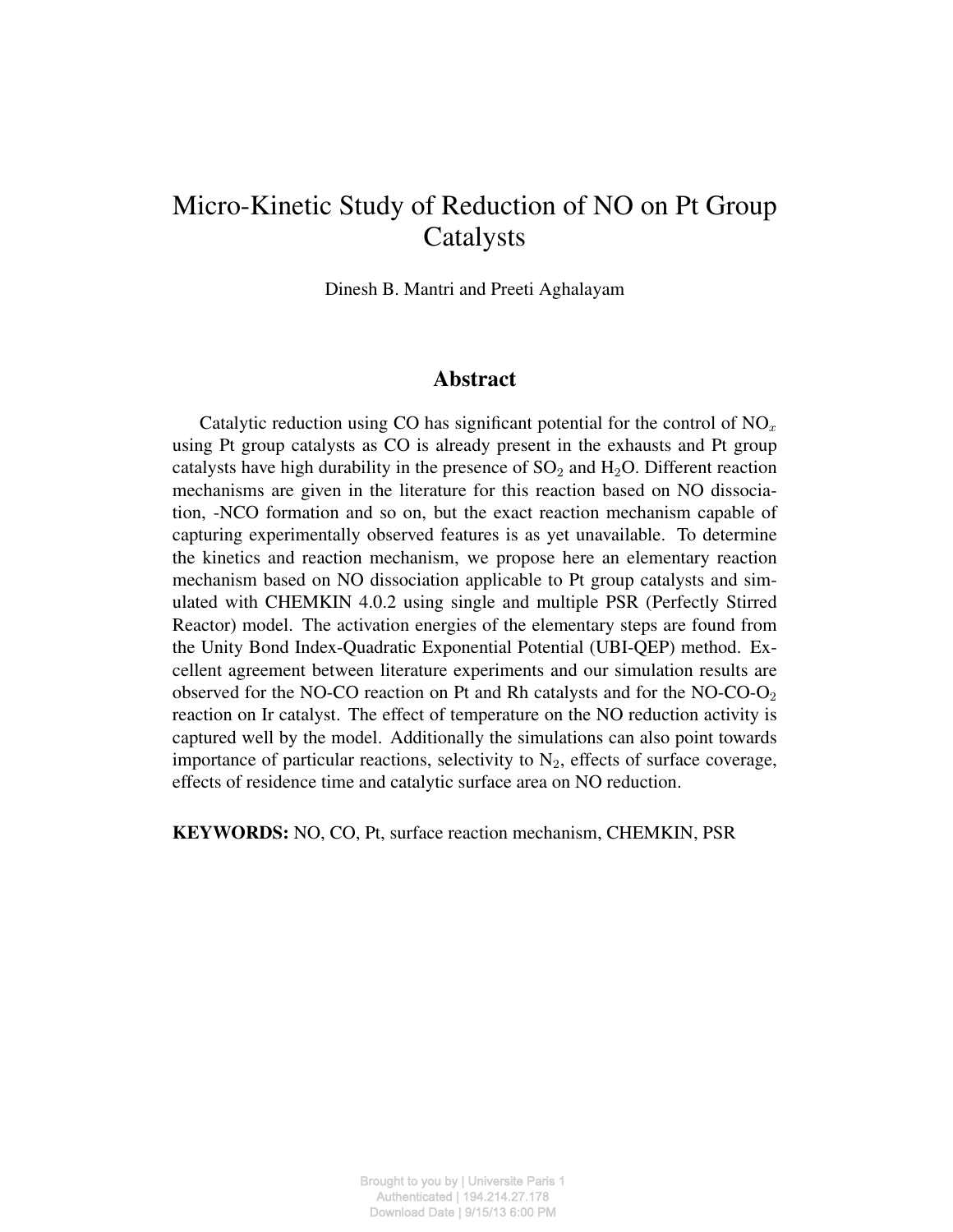# Micro-Kinetic Study of Reduction of NO on Pt Group Catalysts

Dinesh B. Mantri and Preeti Aghalayam

## Abstract

Catalytic reduction using CO has significant potential for the control of $NO_x$ using Pt group catalysts as CO is already present in the exhausts and Pt group catalysts have high durability in the presence of $SO_2$ and $H_2O$. Different reaction mechanisms are given in the literature for this reaction based on NO dissociation, -NCO formation and so on, but the exact reaction mechanism capable of capturing experimentally observed features is as yet unavailable. To determine the kinetics and reaction mechanism, we propose here an elementary reaction mechanism based on NO dissociation applicable to Pt group catalysts and simulated with CHEMKIN 4.0.2 using single and multiple PSR (Perfectly Stirred Reactor) model. The activation energies of the elementary steps are found from the Unity Bond Index-Quadratic Exponential Potential (UBI-QEP) method. Excellent agreement between literature experiments and our simulation results are observed for the NO-CO reaction on Pt and Rh catalysts and for the NO-CO-$O_2$ reaction on Ir catalyst. The effect of temperature on the NO reduction activity is captured well by the model. Additionally the simulations can also point towards importance of particular reactions, selectivity to $N_2$, effects of surface coverage, effects of residence time and catalytic surface area on NO reduction.

**KEYWORDS:** NO, CO, Pt, surface reaction mechanism, CHEMKIN, PSR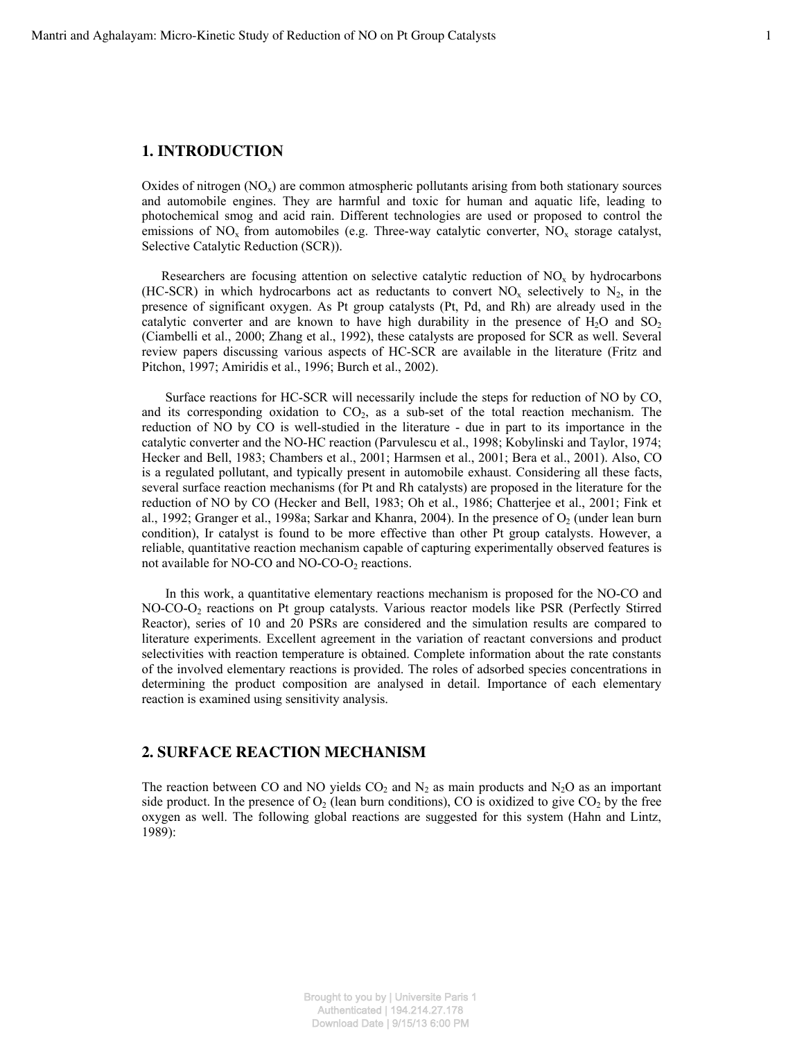## 1. INTRODUCTION

Oxides of nitrogen ($NO_x$) are common atmospheric pollutants arising from both stationary sources and automobile engines. They are harmful and toxic for human and aquatic life, leading to photochemical smog and acid rain. Different technologies are used or proposed to control the emissions of $NO_x$ from automobiles (e.g. Three-way catalytic converter, $NO_x$ storage catalyst, Selective Catalytic Reduction (SCR)).

Researchers are focusing attention on selective catalytic reduction of $NO_x$ by hydrocarbons (HC-SCR) in which hydrocarbons act as reductants to convert $NO_x$ selectively to $N_2$, in the presence of significant oxygen. As Pt group catalysts (Pt, Pd, and Rh) are already used in the catalytic converter and are known to have high durability in the presence of $H_2O$ and $SO_2$ (Ciambelli et al., 2000; Zhang et al., 1992), these catalysts are proposed for SCR as well. Several review papers discussing various aspects of HC-SCR are available in the literature (Fritz and Pitchon, 1997; Amiridis et al., 1996; Burch et al., 2002).

Surface reactions for HC-SCR will necessarily include the steps for reduction of NO by CO, and its corresponding oxidation to $CO_2$, as a sub-set of the total reaction mechanism. The reduction of NO by CO is well-studied in the literature - due in part to its importance in the catalytic converter and the NO-HC reaction (Parvulescu et al., 1998; Kobylinski and Taylor, 1974; Hecker and Bell, 1983; Chambers et al., 2001; Harmsen et al., 2001; Bera et al., 2001). Also, CO is a regulated pollutant, and typically present in automobile exhaust. Considering all these facts, several surface reaction mechanisms (for Pt and Rh catalysts) are proposed in the literature for the reduction of NO by CO (Hecker and Bell, 1983; Oh et al., 1986; Chatterjee et al., 2001; Fink et al., 1992; Granger et al., 1998a; Sarkar and Khanra, 2004). In the presence of $O_2$ (under lean burn condition), Ir catalyst is found to be more effective than other Pt group catalysts. However, a reliable, quantitative reaction mechanism capable of capturing experimentally observed features is not available for NO-CO and NO-CO-$O_2$ reactions.

In this work, a quantitative elementary reactions mechanism is proposed for the NO-CO and NO-CO-$O_2$ reactions on Pt group catalysts. Various reactor models like PSR (Perfectly Stirred Reactor), series of 10 and 20 PSRs are considered and the simulation results are compared to literature experiments. Excellent agreement in the variation of reactant conversions and product selectivities with reaction temperature is obtained. Complete information about the rate constants of the involved elementary reactions is provided. The roles of adsorbed species concentrations in determining the product composition are analysed in detail. Importance of each elementary reaction is examined using sensitivity analysis.

## 2. SURFACE REACTION MECHANISM

The reaction between CO and NO yields $CO_2$ and $N_2$ as main products and $N_2O$ as an important side product. In the presence of $O_2$ (lean burn conditions), CO is oxidized to give $CO_2$ by the free oxygen as well. The following global reactions are suggested for this system (Hahn and Lintz, 1989):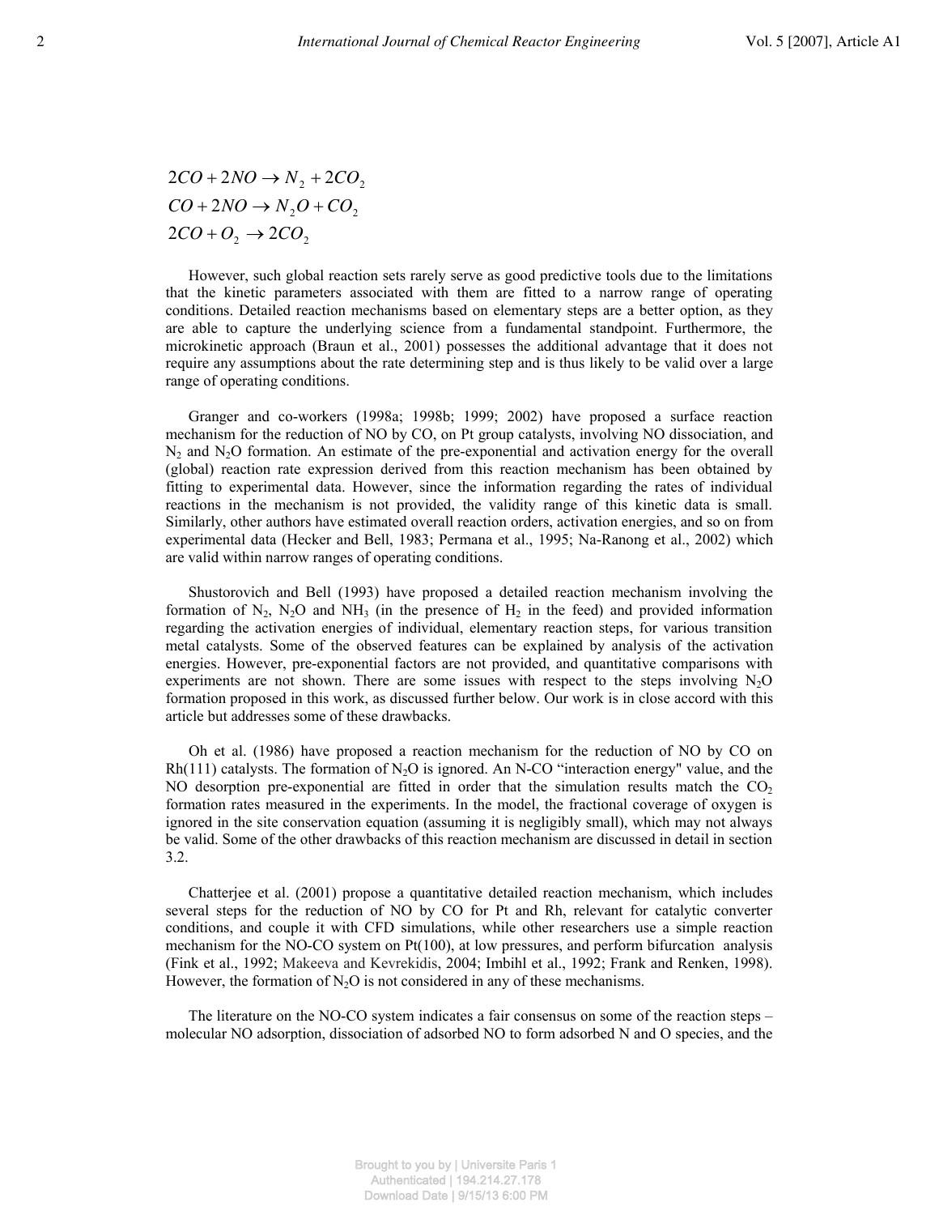$$2CO + 2NO \rightarrow N_2 + 2CO_2$$
$$CO + 2NO \rightarrow N_2O + CO_2$$
$$2CO + O_2 \rightarrow 2CO_2$$

However, such global reaction sets rarely serve as good predictive tools due to the limitations that the kinetic parameters associated with them are fitted to a narrow range of operating conditions. Detailed reaction mechanisms based on elementary steps are a better option, as they are able to capture the underlying science from a fundamental standpoint. Furthermore, the microkinetic approach (Braun et al., 2001) possesses the additional advantage that it does not require any assumptions about the rate determining step and is thus likely to be valid over a large range of operating conditions.

Granger and co-workers (1998a; 1998b; 1999; 2002) have proposed a surface reaction mechanism for the reduction of NO by CO, on Pt group catalysts, involving NO dissociation, and $N_2$ and $N_2O$ formation. An estimate of the pre-exponential and activation energy for the overall (global) reaction rate expression derived from this reaction mechanism has been obtained by fitting to experimental data. However, since the information regarding the rates of individual reactions in the mechanism is not provided, the validity range of this kinetic data is small. Similarly, other authors have estimated overall reaction orders, activation energies, and so on from experimental data (Hecker and Bell, 1983; Permana et al., 1995; Na-Ranong et al., 2002) which are valid within narrow ranges of operating conditions.

Shustorovich and Bell (1993) have proposed a detailed reaction mechanism involving the formation of $N_2$, $N_2O$ and $NH_3$ (in the presence of $H_2$ in the feed) and provided information regarding the activation energies of individual, elementary reaction steps, for various transition metal catalysts. Some of the observed features can be explained by analysis of the activation energies. However, pre-exponential factors are not provided, and quantitative comparisons with experiments are not shown. There are some issues with respect to the steps involving $N_2O$ formation proposed in this work, as discussed further below. Our work is in close accord with this article but addresses some of these drawbacks.

Oh et al. (1986) have proposed a reaction mechanism for the reduction of NO by CO on Rh(111) catalysts. The formation of $N_2O$ is ignored. An N-CO "interaction energy" value, and the NO desorption pre-exponential are fitted in order that the simulation results match the $CO_2$ formation rates measured in the experiments. In the model, the fractional coverage of oxygen is ignored in the site conservation equation (assuming it is negligibly small), which may not always be valid. Some of the other drawbacks of this reaction mechanism are discussed in detail in section 3.2.

Chatterjee et al. (2001) propose a quantitative detailed reaction mechanism, which includes several steps for the reduction of NO by CO for Pt and Rh, relevant for catalytic converter conditions, and couple it with CFD simulations, while other researchers use a simple reaction mechanism for the NO-CO system on Pt(100), at low pressures, and perform bifurcation analysis (Fink et al., 1992; Makeeva and Kevrekidis, 2004; Imbihl et al., 1992; Frank and Renken, 1998). However, the formation of $N_2O$ is not considered in any of these mechanisms.

The literature on the NO-CO system indicates a fair consensus on some of the reaction steps – molecular NO adsorption, dissociation of adsorbed NO to form adsorbed N and O species, and the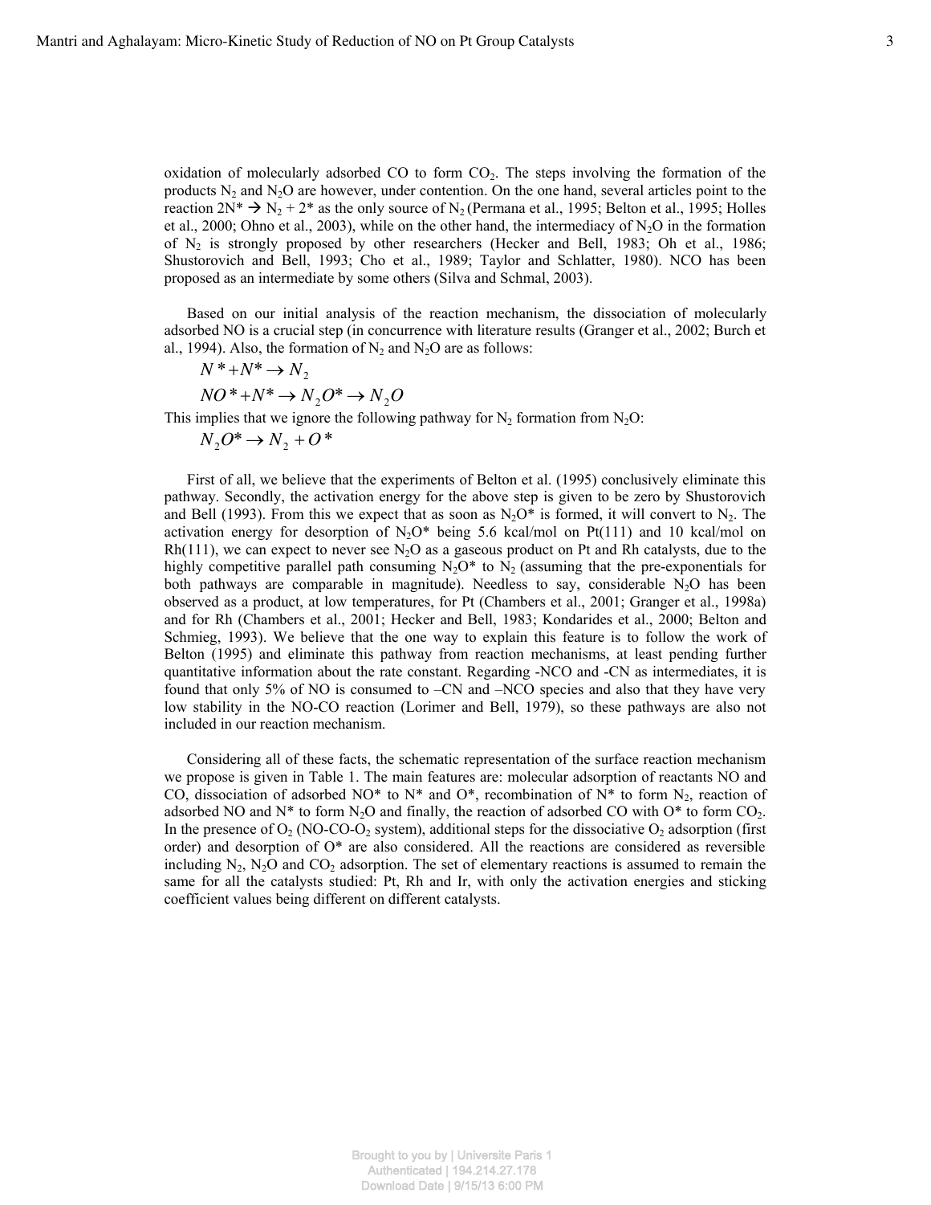oxidation of molecularly adsorbed CO to form $CO_2$. The steps involving the formation of the products $N_2$ and $N_2O$ are however, under contention. On the one hand, several articles point to the reaction $2N^* \rightarrow N_2 + 2^*$ as the only source of $N_2$ (Permana et al., 1995; Belton et al., 1995; Holles et al., 2000; Ohno et al., 2003), while on the other hand, the intermediacy of $N_2O$ in the formation of $N_2$ is strongly proposed by other researchers (Hecker and Bell, 1983; Oh et al., 1986; Shustorovich and Bell, 1993; Cho et al., 1989; Taylor and Schlatter, 1980). NCO has been proposed as an intermediate by some others (Silva and Schmal, 2003).

Based on our initial analysis of the reaction mechanism, the dissociation of molecularly adsorbed NO is a crucial step (in concurrence with literature results (Granger et al., 2002; Burch et al., 1994). Also, the formation of $N_2$ and $N_2O$ are as follows:

$$N^* + N^* \rightarrow N_2$$

$$NO^* + N^* \rightarrow N_2O^* \rightarrow N_2O$$

This implies that we ignore the following pathway for $N_2$ formation from $N_2O$:

$$N_2O^* \rightarrow N_2 + O^*$$

First of all, we believe that the experiments of Belton et al. (1995) conclusively eliminate this pathway. Secondly, the activation energy for the above step is given to be zero by Shustorovich and Bell (1993). From this we expect that as soon as $N_2O^*$ is formed, it will convert to $N_2$. The activation energy for desorption of $N_2O^*$ being 5.6 kcal/mol on Pt(111) and 10 kcal/mol on Rh(111), we can expect to never see $N_2O$ as a gaseous product on Pt and Rh catalysts, due to the highly competitive parallel path consuming $N_2O^*$ to $N_2$ (assuming that the pre-exponentials for both pathways are comparable in magnitude). Needless to say, considerable $N_2O$ has been observed as a product, at low temperatures, for Pt (Chambers et al., 2001; Granger et al., 1998a) and for Rh (Chambers et al., 2001; Hecker and Bell, 1983; Kondarides et al., 2000; Belton and Schmieg, 1993). We believe that the one way to explain this feature is to follow the work of Belton (1995) and eliminate this pathway from reaction mechanisms, at least pending further quantitative information about the rate constant. Regarding -NCO and -CN as intermediates, it is found that only 5% of NO is consumed to –CN and –NCO species and also that they have very low stability in the NO-CO reaction (Lorimer and Bell, 1979), so these pathways are also not included in our reaction mechanism.

Considering all of these facts, the schematic representation of the surface reaction mechanism we propose is given in Table 1. The main features are: molecular adsorption of reactants NO and CO, dissociation of adsorbed NO* to N* and O*, recombination of N* to form $N_2$, reaction of adsorbed NO and N* to form $N_2O$ and finally, the reaction of adsorbed CO with O* to form $CO_2$. In the presence of $O_2$ (NO-CO-$O_2$ system), additional steps for the dissociative $O_2$ adsorption (first order) and desorption of O* are also considered. All the reactions are considered as reversible including $N_2$, $N_2O$ and $CO_2$ adsorption. The set of elementary reactions is assumed to remain the same for all the catalysts studied: Pt, Rh and Ir, with only the activation energies and sticking coefficient values being different on different catalysts.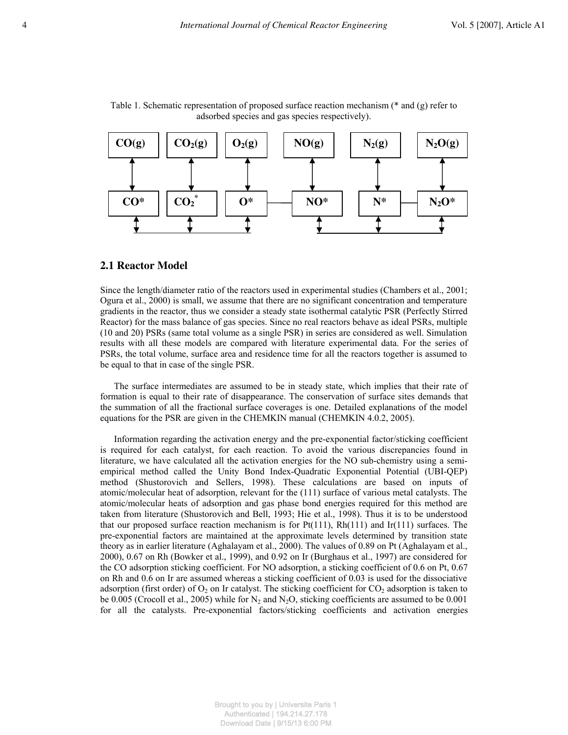Table 1. Schematic representation of proposed surface reaction mechanism (* and (g) refer to adsorbed species and gas species respectively).

| $CO(g)$ | $CO_2(g)$ | $O_2(g)$ | $NO(g)$ | $N_2(g)$ | $N_2O(g)$ |
|---|---|---|---|---|---|
| ↕ | ↕ | ↕ | ↕ | ↕ | ↕ |
| $CO^*$ | $CO_2^*$ | $O^*$ — | $NO^*$ | $N^*$ — | $N_2O^*$ |

## 2.1 Reactor Model

Since the length/diameter ratio of the reactors used in experimental studies (Chambers et al., 2001; Ogura et al., 2000) is small, we assume that there are no significant concentration and temperature gradients in the reactor, thus we consider a steady state isothermal catalytic PSR (Perfectly Stirred Reactor) for the mass balance of gas species. Since no real reactors behave as ideal PSRs, multiple (10 and 20) PSRs (same total volume as a single PSR) in series are considered as well. Simulation results with all these models are compared with literature experimental data. For the series of PSRs, the total volume, surface area and residence time for all the reactors together is assumed to be equal to that in case of the single PSR.

The surface intermediates are assumed to be in steady state, which implies that their rate of formation is equal to their rate of disappearance. The conservation of surface sites demands that the summation of all the fractional surface coverages is one. Detailed explanations of the model equations for the PSR are given in the CHEMKIN manual (CHEMKIN 4.0.2, 2005).

Information regarding the activation energy and the pre-exponential factor/sticking coefficient is required for each catalyst, for each reaction. To avoid the various discrepancies found in literature, we have calculated all the activation energies for the NO sub-chemistry using a semi-empirical method called the Unity Bond Index-Quadratic Exponential Potential (UBI-QEP) method (Shustorovich and Sellers, 1998). These calculations are based on inputs of atomic/molecular heat of adsorption, relevant for the (111) surface of various metal catalysts. The atomic/molecular heats of adsorption and gas phase bond energies required for this method are taken from literature (Shustorovich and Bell, 1993; Hie et al., 1998). Thus it is to be understood that our proposed surface reaction mechanism is for Pt(111), Rh(111) and Ir(111) surfaces. The pre-exponential factors are maintained at the approximate levels determined by transition state theory as in earlier literature (Aghalayam et al., 2000). The values of 0.89 on Pt (Aghalayam et al., 2000), 0.67 on Rh (Bowker et al., 1999), and 0.92 on Ir (Burghaus et al., 1997) are considered for the CO adsorption sticking coefficient. For NO adsorption, a sticking coefficient of 0.6 on Pt, 0.67 on Rh and 0.6 on Ir are assumed whereas a sticking coefficient of 0.03 is used for the dissociative adsorption (first order) of $O_2$ on Ir catalyst. The sticking coefficient for $CO_2$ adsorption is taken to be 0.005 (Crocoll et al., 2005) while for $N_2$ and $N_2O$, sticking coefficients are assumed to be 0.001 for all the catalysts. Pre-exponential factors/sticking coefficients and activation energies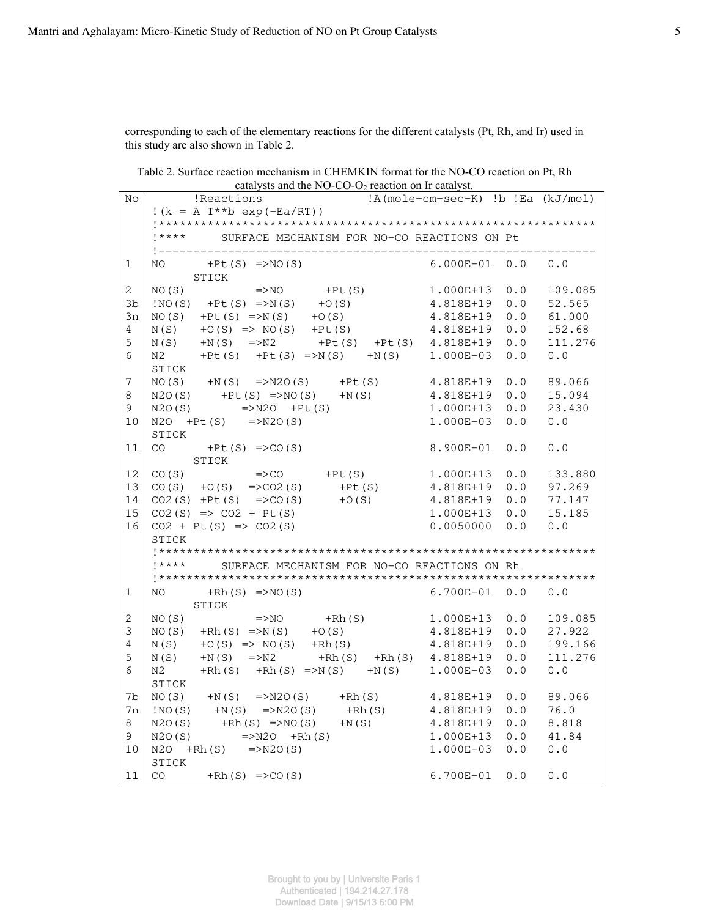corresponding to each of the elementary reactions for the different catalysts (Pt, Rh, and Ir) used in this study are also shown in Table 2.

Table 2. Surface reaction mechanism in CHEMKIN format for the NO-CO reaction on Pt, Rh catalysts and the NO-CO-$O_2$ reaction on Ir catalyst.

| No | !Reactions | !A(mole-cm-sec-K) | !b | !Ea (kJ/mol) |
|---|---|---|---|---|
| | !(k = A T**b exp(-Ea/RT)) | | | |
| | !************************************************************** | | | |
| | !**** SURFACE MECHANISM FOR NO-CO REACTIONS ON Pt | | | |
| | !-------------------------------------------------------------- | | | |
| 1 | NO +Pt(S) =>NO(S) STICK | 6.000E-01 | 0.0 | 0.0 |
| 2 | NO(S) =>NO +Pt(S) | 1.000E+13 | 0.0 | 109.085 |
| 3b | !NO(S) +Pt(S) =>N(S) +O(S) | 4.818E+19 | 0.0 | 52.565 |
| 3n | NO(S) +Pt(S) =>N(S) +O(S) | 4.818E+19 | 0.0 | 61.000 |
| 4 | N(S) +O(S) => NO(S) +Pt(S) | 4.818E+19 | 0.0 | 152.68 |
| 5 | N(S) +N(S) =>N2 +Pt(S) +Pt(S) | 4.818E+19 | 0.0 | 111.276 |
| 6 | N2 +Pt(S) +Pt(S) =>N(S) +N(S) STICK | 1.000E-03 | 0.0 | 0.0 |
| 7 | NO(S) +N(S) =>N2O(S) +Pt(S) | 4.818E+19 | 0.0 | 89.066 |
| 8 | N2O(S) +Pt(S) =>NO(S) +N(S) | 4.818E+19 | 0.0 | 15.094 |
| 9 | N2O(S) =>N2O +Pt(S) | 1.000E+13 | 0.0 | 23.430 |
| 10 | N2O +Pt(S) =>N2O(S) STICK | 1.000E-03 | 0.0 | 0.0 |
| 11 | CO +Pt(S) =>CO(S) STICK | 8.900E-01 | 0.0 | 0.0 |
| 12 | CO(S) =>CO +Pt(S) | 1.000E+13 | 0.0 | 133.880 |
| 13 | CO(S) +O(S) =>CO2(S) +Pt(S) | 4.818E+19 | 0.0 | 97.269 |
| 14 | CO2(S) +Pt(S) =>CO(S) +O(S) | 4.818E+19 | 0.0 | 77.147 |
| 15 | CO2(S) => CO2 + Pt(S) | 1.000E+13 | 0.0 | 15.185 |
| 16 | CO2 + Pt(S) => CO2(S) STICK | 0.0050000 | 0.0 | 0.0 |
| | !************************************************************** | | | |
| | !**** SURFACE MECHANISM FOR NO-CO REACTIONS ON Rh | | | |
| | !************************************************************** | | | |
| 1 | NO +Rh(S) =>NO(S) STICK | 6.700E-01 | 0.0 | 0.0 |
| 2 | NO(S) =>NO +Rh(S) | 1.000E+13 | 0.0 | 109.085 |
| 3 | NO(S) +Rh(S) =>N(S) +O(S) | 4.818E+19 | 0.0 | 27.922 |
| 4 | N(S) +O(S) => NO(S) +Rh(S) | 4.818E+19 | 0.0 | 199.166 |
| 5 | N(S) +N(S) =>N2 +Rh(S) +Rh(S) | 4.818E+19 | 0.0 | 111.276 |
| 6 | N2 +Rh(S) +Rh(S) =>N(S) +N(S) STICK | 1.000E-03 | 0.0 | 0.0 |
| 7b | NO(S) +N(S) =>N2O(S) +Rh(S) | 4.818E+19 | 0.0 | 89.066 |
| 7n | !NO(S) +N(S) =>N2O(S) +Rh(S) | 4.818E+19 | 0.0 | 76.0 |
| 8 | N2O(S) +Rh(S) =>NO(S) +N(S) | 4.818E+19 | 0.0 | 8.818 |
| 9 | N2O(S) =>N2O +Rh(S) | 1.000E+13 | 0.0 | 41.84 |
| 10 | N2O +Rh(S) =>N2O(S) STICK | 1.000E-03 | 0.0 | 0.0 |
| 11 | CO +Rh(S) =>CO(S) | 6.700E-01 | 0.0 | 0.0 |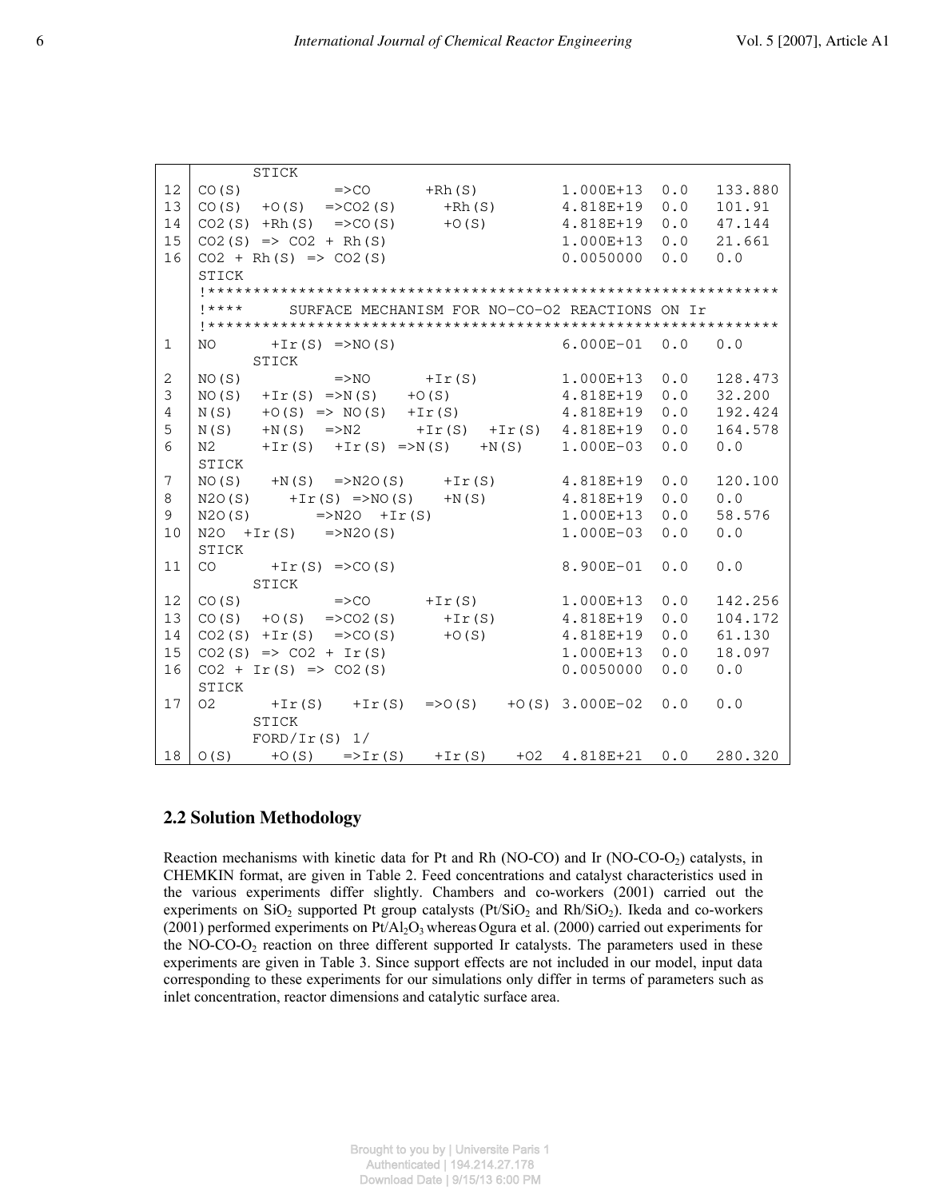| | | | | |
|---|---|---|---|---|
| | STICK | | | |
| 12 | CO(S) =>CO +Rh(S) | 1.000E+13 | 0.0 | 133.880 |
| 13 | CO(S) +O(S) =>CO2(S) +Rh(S) | 4.818E+19 | 0.0 | 101.91 |
| 14 | CO2(S) +Rh(S) =>CO(S) +O(S) | 4.818E+19 | 0.0 | 47.144 |
| 15 | CO2(S) => CO2 + Rh(S) | 1.000E+13 | 0.0 | 21.661 |
| 16 | CO2 + Rh(S) => CO2(S) | 0.0050000 | 0.0 | 0.0 |
| | STICK | | | |
| | !*************************************************************** | | | |
| | !**** SURFACE MECHANISM FOR NO-CO-O2 REACTIONS ON Ir | | | |
| | !*************************************************************** | | | |
| 1 | NO +Ir(S) =>NO(S) | 6.000E-01 | 0.0 | 0.0 |
| | STICK | | | |
| 2 | NO(S) =>NO +Ir(S) | 1.000E+13 | 0.0 | 128.473 |
| 3 | NO(S) +Ir(S) =>N(S) +O(S) | 4.818E+19 | 0.0 | 32.200 |
| 4 | N(S) +O(S) => NO(S) +Ir(S) | 4.818E+19 | 0.0 | 192.424 |
| 5 | N(S) +N(S) =>N2 +Ir(S) +Ir(S) | 4.818E+19 | 0.0 | 164.578 |
| 6 | N2 +Ir(S) +Ir(S) =>N(S) +N(S) | 1.000E-03 | 0.0 | 0.0 |
| | STICK | | | |
| 7 | NO(S) +N(S) =>N2O(S) +Ir(S) | 4.818E+19 | 0.0 | 120.100 |
| 8 | N2O(S) +Ir(S) =>NO(S) +N(S) | 4.818E+19 | 0.0 | 0.0 |
| 9 | N2O(S) =>N2O +Ir(S) | 1.000E+13 | 0.0 | 58.576 |
| 10 | N2O +Ir(S) =>N2O(S) | 1.000E-03 | 0.0 | 0.0 |
| | STICK | | | |
| 11 | CO +Ir(S) =>CO(S) | 8.900E-01 | 0.0 | 0.0 |
| | STICK | | | |
| 12 | CO(S) =>CO +Ir(S) | 1.000E+13 | 0.0 | 142.256 |
| 13 | CO(S) +O(S) =>CO2(S) +Ir(S) | 4.818E+19 | 0.0 | 104.172 |
| 14 | CO2(S) +Ir(S) =>CO(S) +O(S) | 4.818E+19 | 0.0 | 61.130 |
| 15 | CO2(S) => CO2 + Ir(S) | 1.000E+13 | 0.0 | 18.097 |
| 16 | CO2 + Ir(S) => CO2(S) | 0.0050000 | 0.0 | 0.0 |
| | STICK | | | |
| 17 | O2 +Ir(S) +Ir(S) =>O(S) +O(S) | 3.000E-02 | 0.0 | 0.0 |
| | STICK | | | |
| | FORD/Ir(S) 1/ | | | |
| 18 | O(S) +O(S) =>Ir(S) +Ir(S) +O2 | 4.818E+21 | 0.0 | 280.320 |

## 2.2 Solution Methodology

Reaction mechanisms with kinetic data for Pt and Rh (NO-CO) and Ir (NO-CO-$O_2$) catalysts, in CHEMKIN format, are given in Table 2. Feed concentrations and catalyst characteristics used in the various experiments differ slightly. Chambers and co-workers (2001) carried out the experiments on $SiO_2$ supported Pt group catalysts (Pt/$SiO_2$ and Rh/$SiO_2$). Ikeda and co-workers (2001) performed experiments on Pt/$Al_2O_3$ whereas Ogura et al. (2000) carried out experiments for the NO-CO-$O_2$ reaction on three different supported Ir catalysts. The parameters used in these experiments are given in Table 3. Since support effects are not included in our model, input data corresponding to these experiments for our simulations only differ in terms of parameters such as inlet concentration, reactor dimensions and catalytic surface area.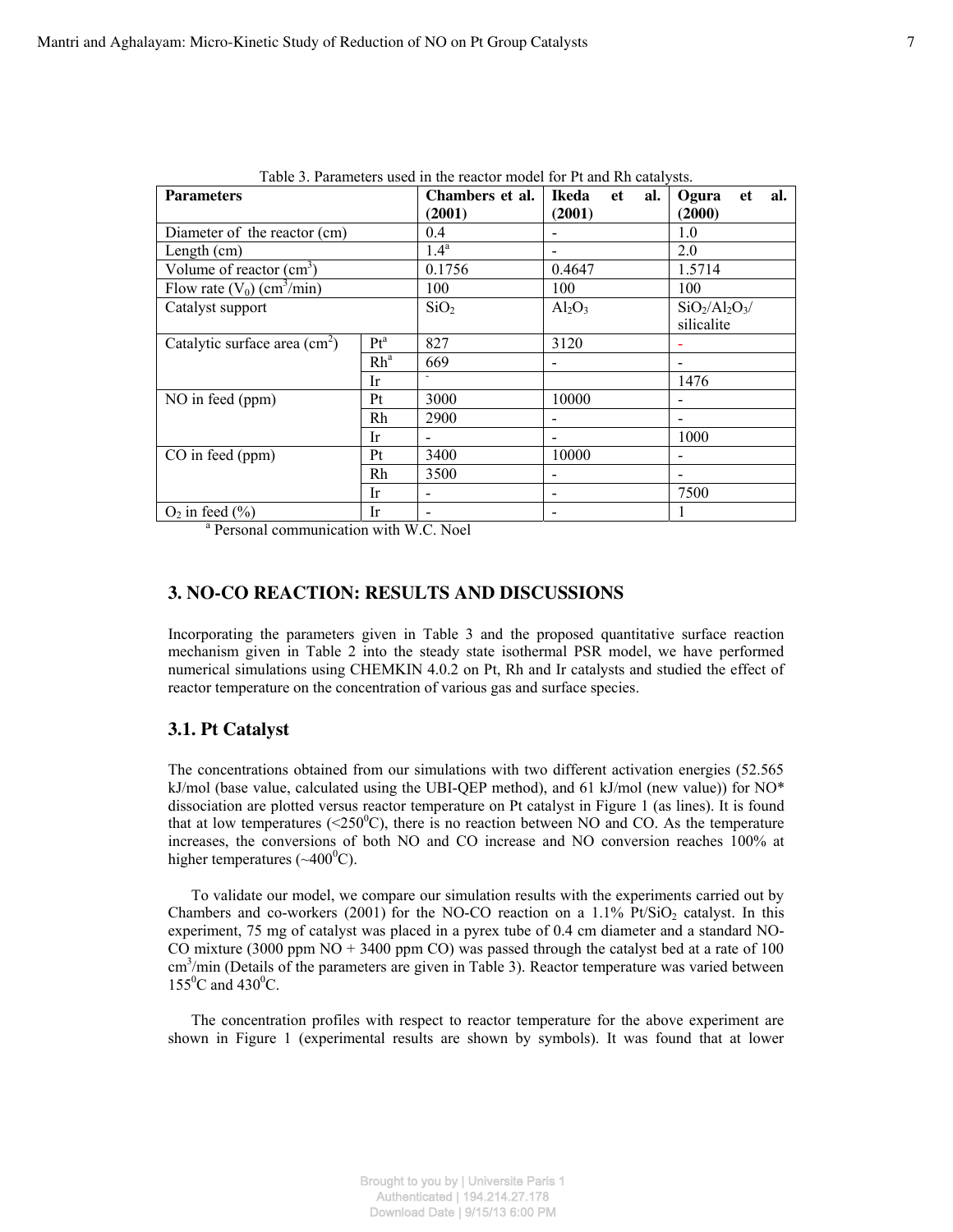Table 3. Parameters used in the reactor model for Pt and Rh catalysts.

| Parameters | | Chambers et al. (2001) | Ikeda et al. (2001) | Ogura et al. (2000) |
|---|---|---|---|---|
| Diameter of the reactor (cm) | | 0.4 | - | 1.0 |
| Length (cm) | | 1.4[a] | - | 2.0 |
| Volume of reactor ($cm^3$) | | 0.1756 | 0.4647 | 1.5714 |
| Flow rate ($V_0$) ($cm^3$/min) | | 100 | 100 | 100 |
| Catalyst support | | $SiO_2$ | $Al_2O_3$ | $SiO_2$/$Al_2O_3$/ silicalite |
| Catalytic surface area ($cm^2$) | Pt[a] | 827 | 3120 | - |
| | Rh[a] | 669 | - | - |
| | Ir | - | | 1476 |
| NO in feed (ppm) | Pt | 3000 | 10000 | - |
| | Rh | 2900 | - | - |
| | Ir | - | - | 1000 |
| CO in feed (ppm) | Pt | 3400 | 10000 | - |
| | Rh | 3500 | - | - |
| | Ir | - | - | 7500 |
| $O_2$ in feed (%) | Ir | - | - | 1 |

[a] Personal communication with W.C. Noel

## 3. NO-CO REACTION: RESULTS AND DISCUSSIONS

Incorporating the parameters given in Table 3 and the proposed quantitative surface reaction mechanism given in Table 2 into the steady state isothermal PSR model, we have performed numerical simulations using CHEMKIN 4.0.2 on Pt, Rh and Ir catalysts and studied the effect of reactor temperature on the concentration of various gas and surface species.

### 3.1. Pt Catalyst

The concentrations obtained from our simulations with two different activation energies (52.565 kJ/mol (base value, calculated using the UBI-QEP method), and 61 kJ/mol (new value)) for NO* dissociation are plotted versus reactor temperature on Pt catalyst in Figure 1 (as lines). It is found that at low temperatures (<250$^0$C), there is no reaction between NO and CO. As the temperature increases, the conversions of both NO and CO increase and NO conversion reaches 100% at higher temperatures (~400$^0$C).

To validate our model, we compare our simulation results with the experiments carried out by Chambers and co-workers (2001) for the NO-CO reaction on a 1.1% Pt/$SiO_2$ catalyst. In this experiment, 75 mg of catalyst was placed in a pyrex tube of 0.4 cm diameter and a standard NO-CO mixture (3000 ppm NO + 3400 ppm CO) was passed through the catalyst bed at a rate of 100 $cm^3$/min (Details of the parameters are given in Table 3). Reactor temperature was varied between 155$^0$C and 430$^0$C.

The concentration profiles with respect to reactor temperature for the above experiment are shown in Figure 1 (experimental results are shown by symbols). It was found that at lower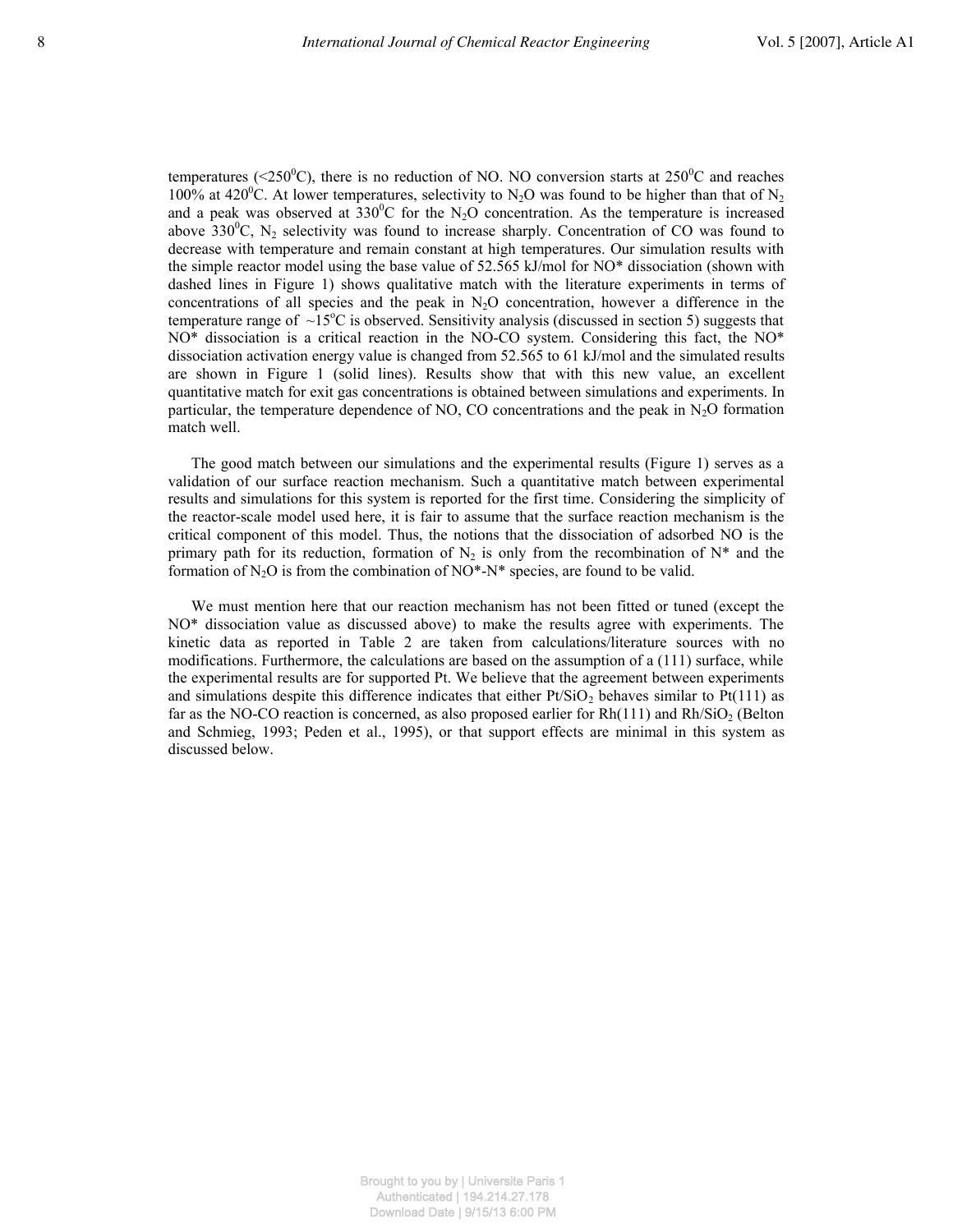temperatures (<250$^0$C), there is no reduction of NO. NO conversion starts at 250$^0$C and reaches 100% at 420$^0$C. At lower temperatures, selectivity to $N_2O$ was found to be higher than that of $N_2$ and a peak was observed at 330$^0$C for the $N_2O$ concentration. As the temperature is increased above 330$^0$C, $N_2$ selectivity was found to increase sharply. Concentration of CO was found to decrease with temperature and remain constant at high temperatures. Our simulation results with the simple reactor model using the base value of 52.565 kJ/mol for NO* dissociation (shown with dashed lines in Figure 1) shows qualitative match with the literature experiments in terms of concentrations of all species and the peak in $N_2O$ concentration, however a difference in the temperature range of ~15$^o$C is observed. Sensitivity analysis (discussed in section 5) suggests that NO* dissociation is a critical reaction in the NO-CO system. Considering this fact, the NO* dissociation activation energy value is changed from 52.565 to 61 kJ/mol and the simulated results are shown in Figure 1 (solid lines). Results show that with this new value, an excellent quantitative match for exit gas concentrations is obtained between simulations and experiments. In particular, the temperature dependence of NO, CO concentrations and the peak in $N_2O$ formation match well.

The good match between our simulations and the experimental results (Figure 1) serves as a validation of our surface reaction mechanism. Such a quantitative match between experimental results and simulations for this system is reported for the first time. Considering the simplicity of the reactor-scale model used here, it is fair to assume that the surface reaction mechanism is the critical component of this model. Thus, the notions that the dissociation of adsorbed NO is the primary path for its reduction, formation of $N_2$ is only from the recombination of N* and the formation of $N_2O$ is from the combination of NO*-N* species, are found to be valid.

We must mention here that our reaction mechanism has not been fitted or tuned (except the NO* dissociation value as discussed above) to make the results agree with experiments. The kinetic data as reported in Table 2 are taken from calculations/literature sources with no modifications. Furthermore, the calculations are based on the assumption of a (111) surface, while the experimental results are for supported Pt. We believe that the agreement between experiments and simulations despite this difference indicates that either $Pt/SiO_2$ behaves similar to Pt(111) as far as the NO-CO reaction is concerned, as also proposed earlier for Rh(111) and $Rh/SiO_2$ (Belton and Schmieg, 1993; Peden et al., 1995), or that support effects are minimal in this system as discussed below.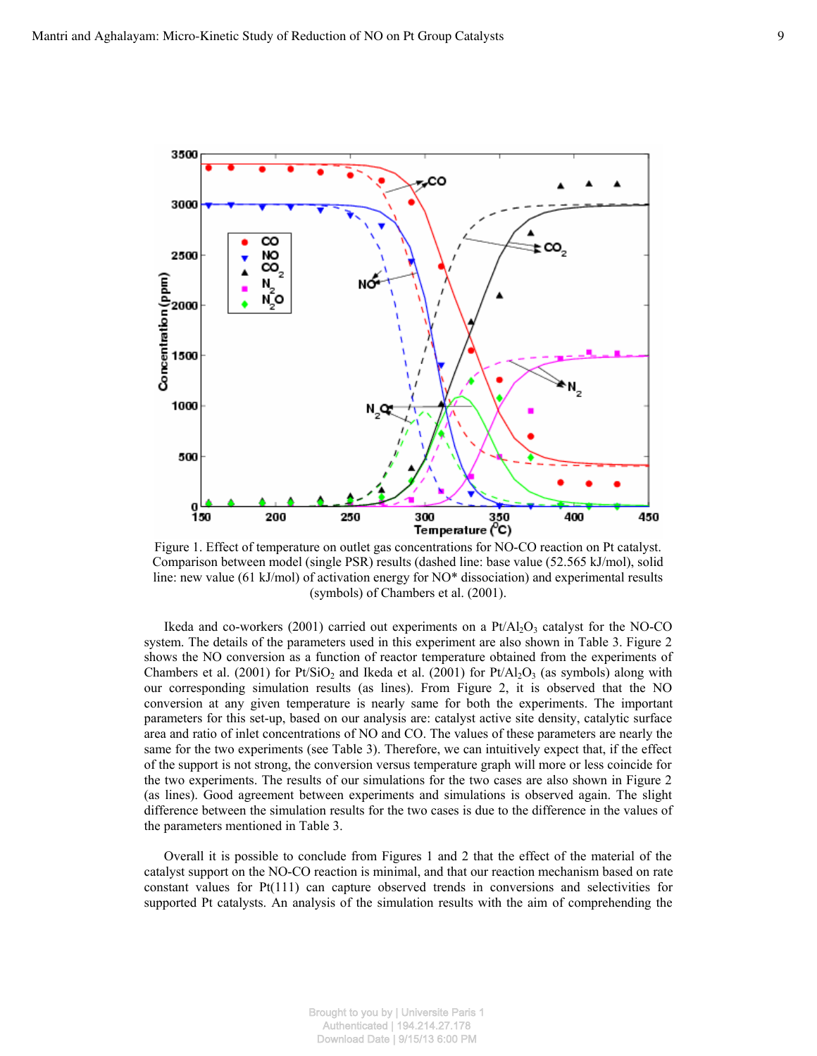Figure 1. Effect of temperature on outlet gas concentrations for NO-CO reaction on Pt catalyst. Comparison between model (single PSR) results (dashed line: base value (52.565 kJ/mol), solid line: new value (61 kJ/mol) of activation energy for NO* dissociation) and experimental results (symbols) of Chambers et al. (2001).

Ikeda and co-workers (2001) carried out experiments on a $Pt/Al_2O_3$ catalyst for the NO-CO system. The details of the parameters used in this experiment are also shown in Table 3. Figure 2 shows the NO conversion as a function of reactor temperature obtained from the experiments of Chambers et al. (2001) for $Pt/SiO_2$ and Ikeda et al. (2001) for $Pt/Al_2O_3$ (as symbols) along with our corresponding simulation results (as lines). From Figure 2, it is observed that the NO conversion at any given temperature is nearly same for both the experiments. The important parameters for this set-up, based on our analysis are: catalyst active site density, catalytic surface area and ratio of inlet concentrations of NO and CO. The values of these parameters are nearly the same for the two experiments (see Table 3). Therefore, we can intuitively expect that, if the effect of the support is not strong, the conversion versus temperature graph will more or less coincide for the two experiments. The results of our simulations for the two cases are also shown in Figure 2 (as lines). Good agreement between experiments and simulations is observed again. The slight difference between the simulation results for the two cases is due to the difference in the values of the parameters mentioned in Table 3.

Overall it is possible to conclude from Figures 1 and 2 that the effect of the material of the catalyst support on the NO-CO reaction is minimal, and that our reaction mechanism based on rate constant values for Pt(111) can capture observed trends in conversions and selectivities for supported Pt catalysts. An analysis of the simulation results with the aim of comprehending the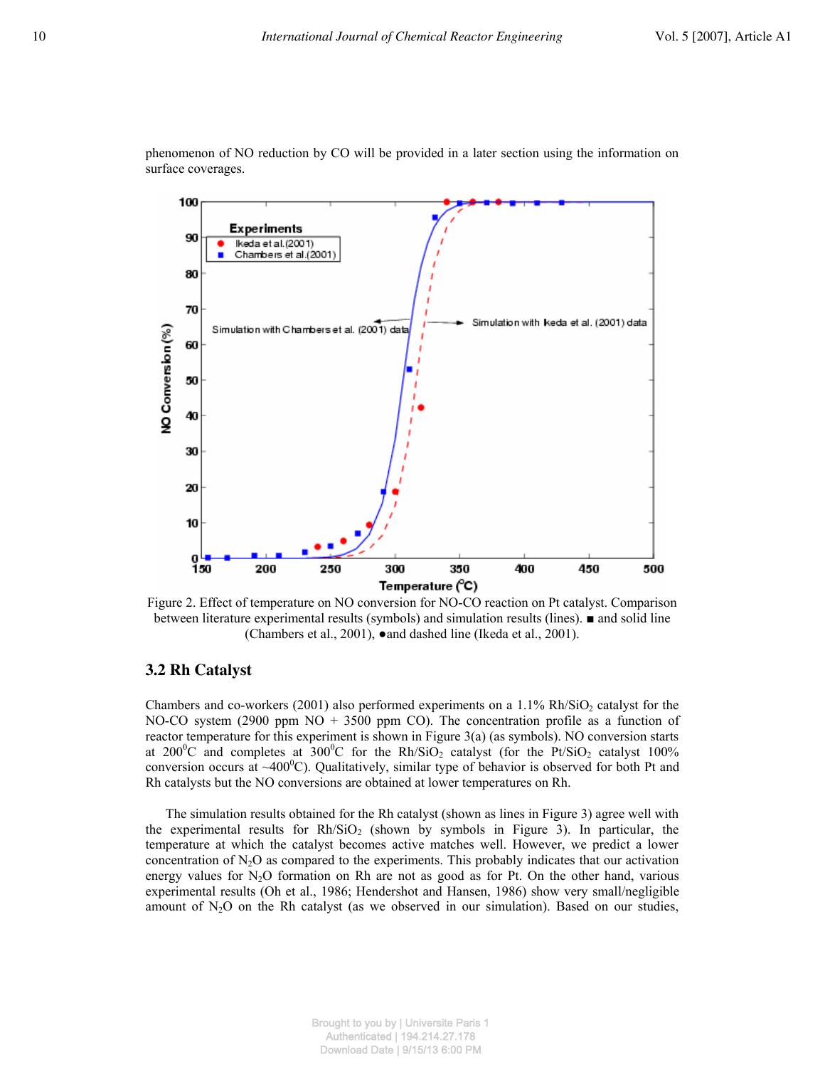phenomenon of NO reduction by CO will be provided in a later section using the information on surface coverages.

Figure 2. Effect of temperature on NO conversion for NO-CO reaction on Pt catalyst. Comparison between literature experimental results (symbols) and simulation results (lines). ■ and solid line (Chambers et al., 2001), ●and dashed line (Ikeda et al., 2001).

## 3.2 Rh Catalyst

Chambers and co-workers (2001) also performed experiments on a 1.1% $Rh/SiO_2$ catalyst for the NO-CO system (2900 ppm NO + 3500 ppm CO). The concentration profile as a function of reactor temperature for this experiment is shown in Figure 3(a) (as symbols). NO conversion starts at $200^0C$ and completes at $300^0C$ for the $Rh/SiO_2$ catalyst (for the $Pt/SiO_2$ catalyst 100% conversion occurs at ~$400^0C$). Qualitatively, similar type of behavior is observed for both Pt and Rh catalysts but the NO conversions are obtained at lower temperatures on Rh.

The simulation results obtained for the Rh catalyst (shown as lines in Figure 3) agree well with the experimental results for $Rh/SiO_2$ (shown by symbols in Figure 3). In particular, the temperature at which the catalyst becomes active matches well. However, we predict a lower concentration of $N_2O$ as compared to the experiments. This probably indicates that our activation energy values for $N_2O$ formation on Rh are not as good as for Pt. On the other hand, various experimental results (Oh et al., 1986; Hendershot and Hansen, 1986) show very small/negligible amount of $N_2O$ on the Rh catalyst (as we observed in our simulation). Based on our studies,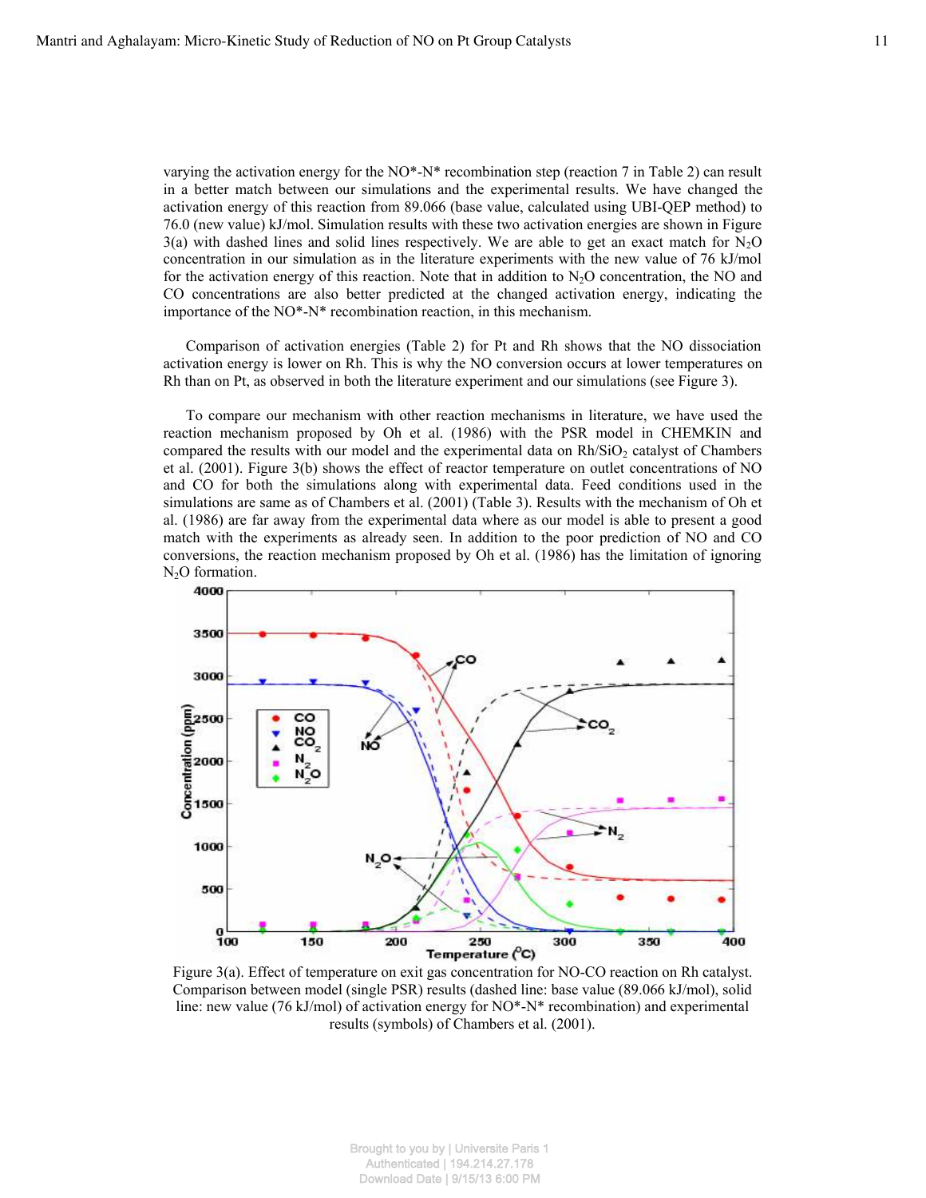varying the activation energy for the NO*-N* recombination step (reaction 7 in Table 2) can result in a better match between our simulations and the experimental results. We have changed the activation energy of this reaction from 89.066 (base value, calculated using UBI-QEP method) to 76.0 (new value) kJ/mol. Simulation results with these two activation energies are shown in Figure 3(a) with dashed lines and solid lines respectively. We are able to get an exact match for $N_2O$ concentration in our simulation as in the literature experiments with the new value of 76 kJ/mol for the activation energy of this reaction. Note that in addition to $N_2O$ concentration, the NO and CO concentrations are also better predicted at the changed activation energy, indicating the importance of the NO*-N* recombination reaction, in this mechanism.

Comparison of activation energies (Table 2) for Pt and Rh shows that the NO dissociation activation energy is lower on Rh. This is why the NO conversion occurs at lower temperatures on Rh than on Pt, as observed in both the literature experiment and our simulations (see Figure 3).

To compare our mechanism with other reaction mechanisms in literature, we have used the reaction mechanism proposed by Oh et al. (1986) with the PSR model in CHEMKIN and compared the results with our model and the experimental data on $Rh/SiO_2$ catalyst of Chambers et al. (2001). Figure 3(b) shows the effect of reactor temperature on outlet concentrations of NO and CO for both the simulations along with experimental data. Feed conditions used in the simulations are same as of Chambers et al. (2001) (Table 3). Results with the mechanism of Oh et al. (1986) are far away from the experimental data where as our model is able to present a good match with the experiments as already seen. In addition to the poor prediction of NO and CO conversions, the reaction mechanism proposed by Oh et al. (1986) has the limitation of ignoring $N_2O$ formation.

Figure 3(a). Effect of temperature on exit gas concentration for NO-CO reaction on Rh catalyst. Comparison between model (single PSR) results (dashed line: base value (89.066 kJ/mol), solid line: new value (76 kJ/mol) of activation energy for NO*-N* recombination) and experimental results (symbols) of Chambers et al. (2001).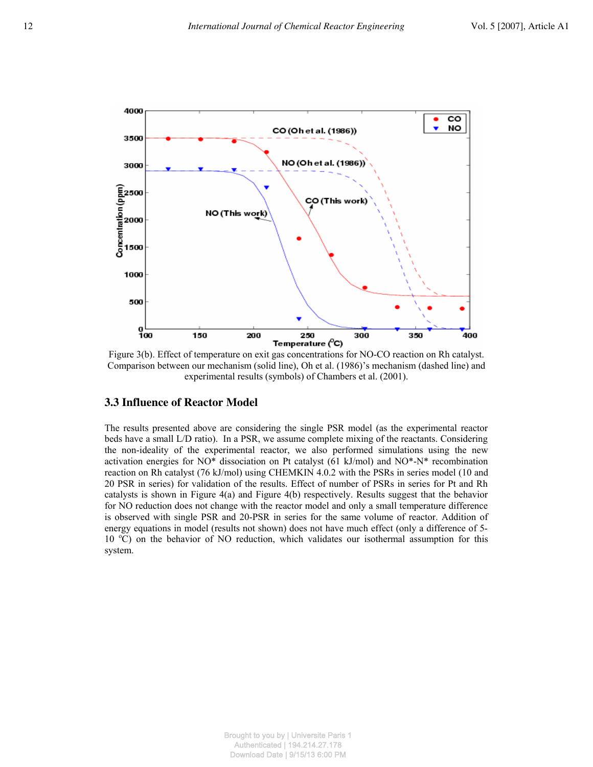Figure 3(b). Effect of temperature on exit gas concentrations for NO-CO reaction on Rh catalyst. Comparison between our mechanism (solid line), Oh et al. (1986)'s mechanism (dashed line) and experimental results (symbols) of Chambers et al. (2001).

### 3.3 Influence of Reactor Model

The results presented above are considering the single PSR model (as the experimental reactor beds have a small L/D ratio). In a PSR, we assume complete mixing of the reactants. Considering the non-ideality of the experimental reactor, we also performed simulations using the new activation energies for NO* dissociation on Pt catalyst (61 kJ/mol) and NO*-N* recombination reaction on Rh catalyst (76 kJ/mol) using CHEMKIN 4.0.2 with the PSRs in series model (10 and 20 PSR in series) for validation of the results. Effect of number of PSRs in series for Pt and Rh catalysts is shown in Figure 4(a) and Figure 4(b) respectively. Results suggest that the behavior for NO reduction does not change with the reactor model and only a small temperature difference is observed with single PSR and 20-PSR in series for the same volume of reactor. Addition of energy equations in model (results not shown) does not have much effect (only a difference of 5-10 $^{o}$C) on the behavior of NO reduction, which validates our isothermal assumption for this system.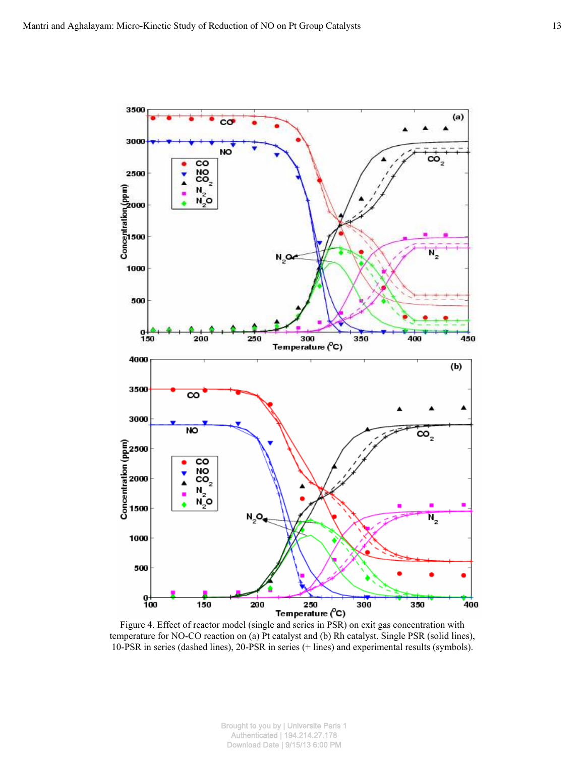Figure 4. Effect of reactor model (single and series in PSR) on exit gas concentration with temperature for NO-CO reaction on (a) Pt catalyst and (b) Rh catalyst. Single PSR (solid lines), 10-PSR in series (dashed lines), 20-PSR in series (+ lines) and experimental results (symbols).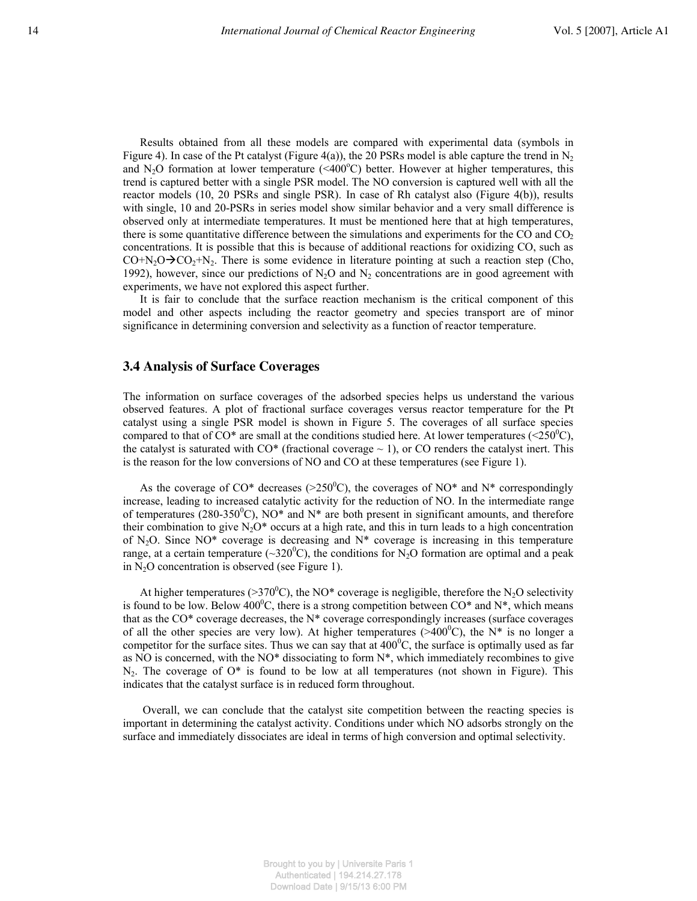Results obtained from all these models are compared with experimental data (symbols in Figure 4). In case of the Pt catalyst (Figure 4(a)), the 20 PSRs model is able capture the trend in $N_2$ and $N_2O$ formation at lower temperature (<400$^oC$) better. However at higher temperatures, this trend is captured better with a single PSR model. The NO conversion is captured well with all the reactor models (10, 20 PSRs and single PSR). In case of Rh catalyst also (Figure 4(b)), results with single, 10 and 20-PSRs in series model show similar behavior and a very small difference is observed only at intermediate temperatures. It must be mentioned here that at high temperatures, there is some quantitative difference between the simulations and experiments for the CO and $CO_2$ concentrations. It is possible that this is because of additional reactions for oxidizing CO, such as $CO+N_2O \rightarrow CO_2+N_2$. There is some evidence in literature pointing at such a reaction step (Cho, 1992), however, since our predictions of $N_2O$ and $N_2$ concentrations are in good agreement with experiments, we have not explored this aspect further.

It is fair to conclude that the surface reaction mechanism is the critical component of this model and other aspects including the reactor geometry and species transport are of minor significance in determining conversion and selectivity as a function of reactor temperature.

## 3.4 Analysis of Surface Coverages

The information on surface coverages of the adsorbed species helps us understand the various observed features. A plot of fractional surface coverages versus reactor temperature for the Pt catalyst using a single PSR model is shown in Figure 5. The coverages of all surface species compared to that of CO* are small at the conditions studied here. At lower temperatures (<250$^0C$), the catalyst is saturated with CO* (fractional coverage ~ 1), or CO renders the catalyst inert. This is the reason for the low conversions of NO and CO at these temperatures (see Figure 1).

As the coverage of CO* decreases (>250$^0C$), the coverages of NO* and N* correspondingly increase, leading to increased catalytic activity for the reduction of NO. In the intermediate range of temperatures (280-350$^0C$), NO* and N* are both present in significant amounts, and therefore their combination to give $N_2O$* occurs at a high rate, and this in turn leads to a high concentration of $N_2O$. Since NO* coverage is decreasing and N* coverage is increasing in this temperature range, at a certain temperature (~320$^0C$), the conditions for $N_2O$ formation are optimal and a peak in $N_2O$ concentration is observed (see Figure 1).

At higher temperatures (>370$^0C$), the NO* coverage is negligible, therefore the $N_2O$ selectivity is found to be low. Below 400$^0C$, there is a strong competition between CO* and N*, which means that as the CO* coverage decreases, the N* coverage correspondingly increases (surface coverages of all the other species are very low). At higher temperatures (>400$^0C$), the N* is no longer a competitor for the surface sites. Thus we can say that at 400$^0C$, the surface is optimally used as far as NO is concerned, with the NO* dissociating to form N*, which immediately recombines to give $N_2$. The coverage of O* is found to be low at all temperatures (not shown in Figure). This indicates that the catalyst surface is in reduced form throughout.

Overall, we can conclude that the catalyst site competition between the reacting species is important in determining the catalyst activity. Conditions under which NO adsorbs strongly on the surface and immediately dissociates are ideal in terms of high conversion and optimal selectivity.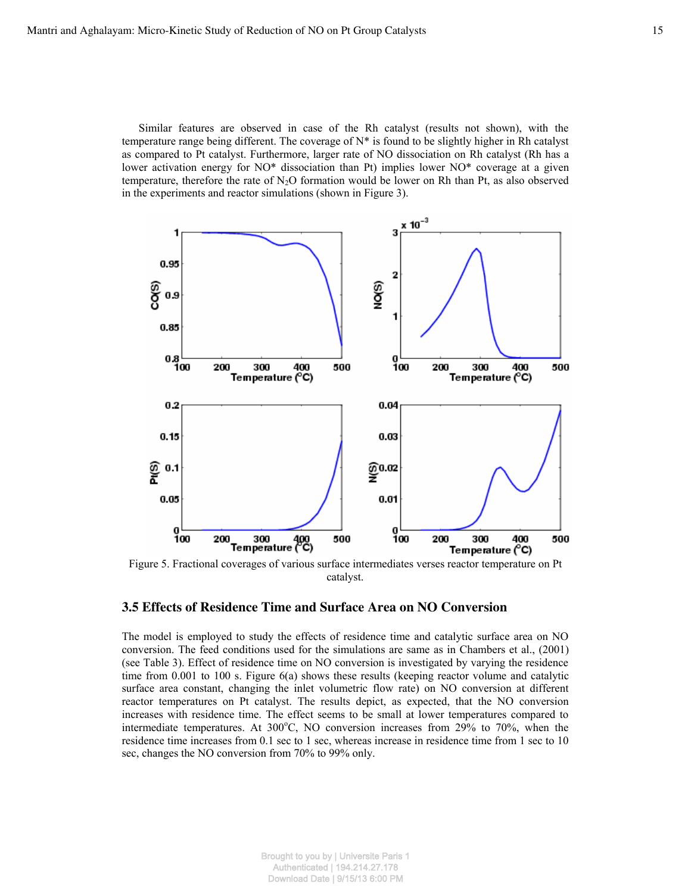Similar features are observed in case of the Rh catalyst (results not shown), with the temperature range being different. The coverage of N* is found to be slightly higher in Rh catalyst as compared to Pt catalyst. Furthermore, larger rate of NO dissociation on Rh catalyst (Rh has a lower activation energy for NO* dissociation than Pt) implies lower NO* coverage at a given temperature, therefore the rate of $N_2O$ formation would be lower on Rh than Pt, as also observed in the experiments and reactor simulations (shown in Figure 3).

Figure 5. Fractional coverages of various surface intermediates verses reactor temperature on Pt catalyst.

### 3.5 Effects of Residence Time and Surface Area on NO Conversion

The model is employed to study the effects of residence time and catalytic surface area on NO conversion. The feed conditions used for the simulations are same as in Chambers et al., (2001) (see Table 3). Effect of residence time on NO conversion is investigated by varying the residence time from 0.001 to 100 s. Figure 6(a) shows these results (keeping reactor volume and catalytic surface area constant, changing the inlet volumetric flow rate) on NO conversion at different reactor temperatures on Pt catalyst. The results depict, as expected, that the NO conversion increases with residence time. The effect seems to be small at lower temperatures compared to intermediate temperatures. At 300°C, NO conversion increases from 29% to 70%, when the residence time increases from 0.1 sec to 1 sec, whereas increase in residence time from 1 sec to 10 sec, changes the NO conversion from 70% to 99% only.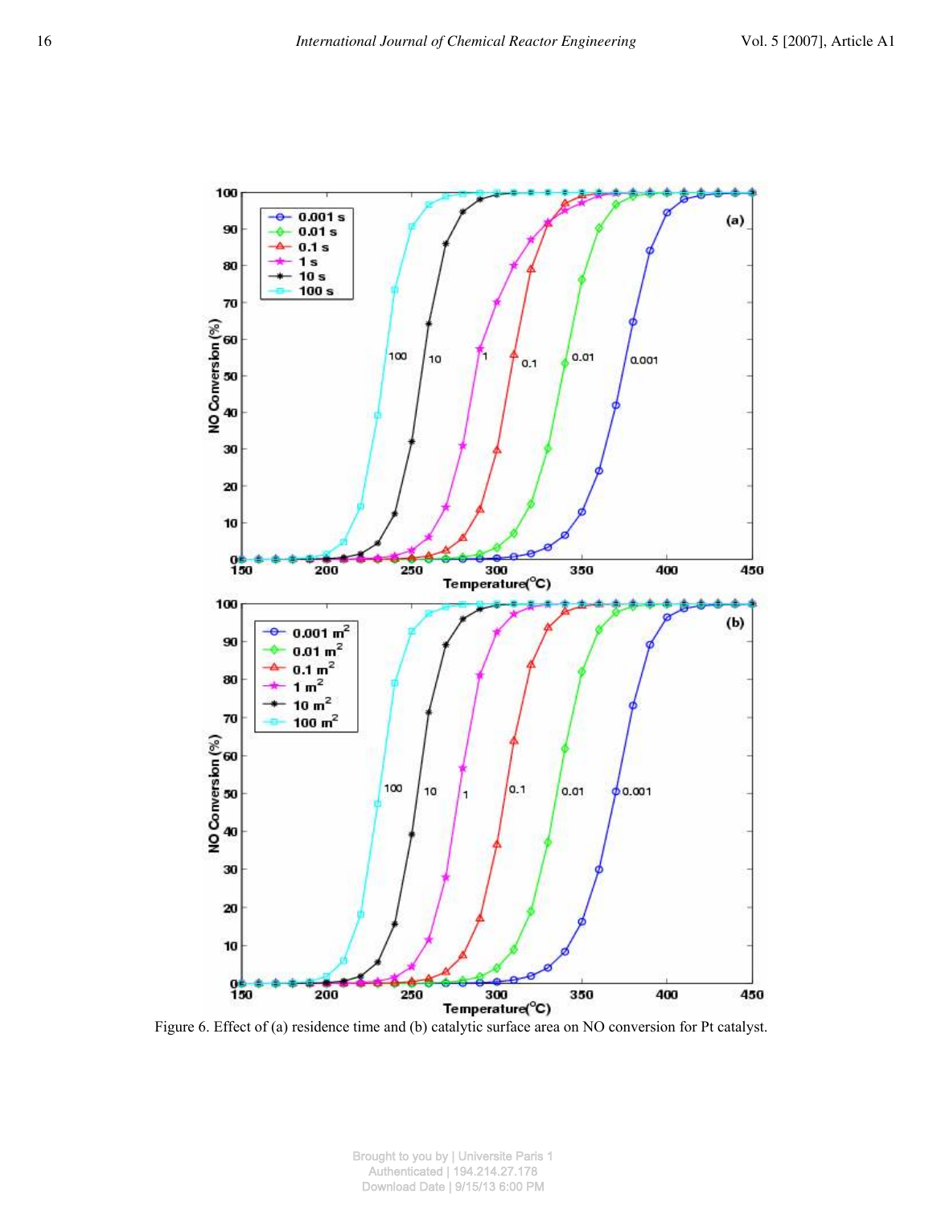Figure 6. Effect of (a) residence time and (b) catalytic surface area on NO conversion for Pt catalyst.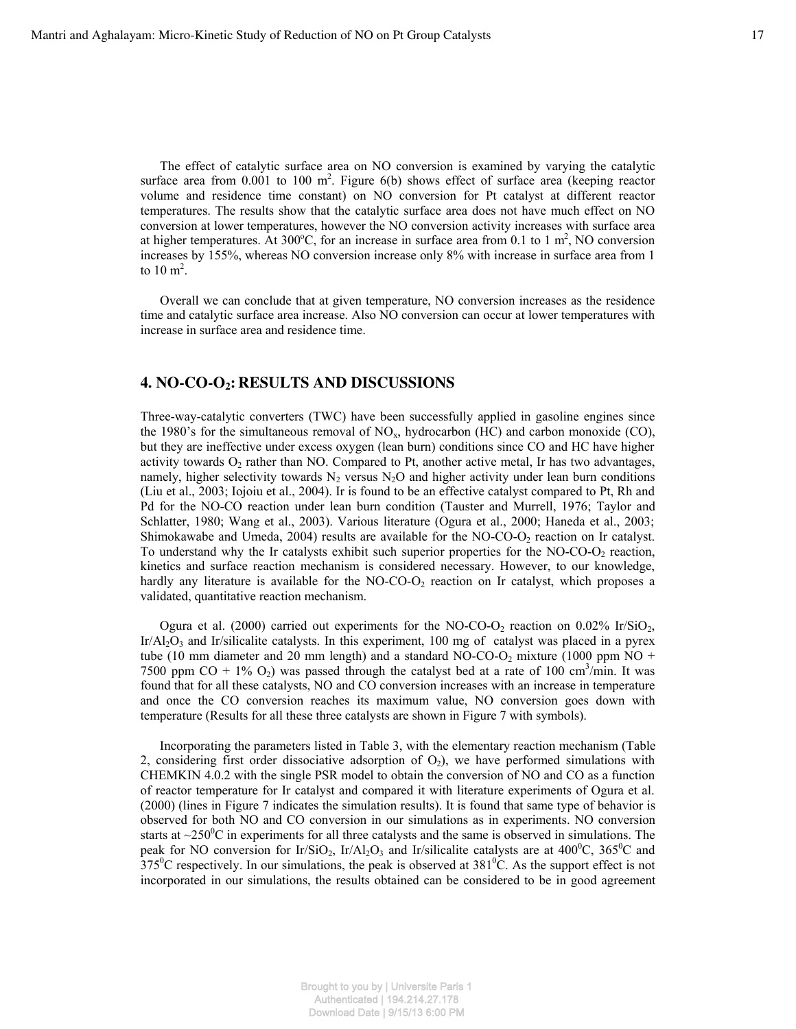The effect of catalytic surface area on NO conversion is examined by varying the catalytic surface area from 0.001 to 100 $m^2$. Figure 6(b) shows effect of surface area (keeping reactor volume and residence time constant) on NO conversion for Pt catalyst at different reactor temperatures. The results show that the catalytic surface area does not have much effect on NO conversion at lower temperatures, however the NO conversion activity increases with surface area at higher temperatures. At 300°C, for an increase in surface area from 0.1 to 1 $m^2$, NO conversion increases by 155%, whereas NO conversion increase only 8% with increase in surface area from 1 to 10 $m^2$.

Overall we can conclude that at given temperature, NO conversion increases as the residence time and catalytic surface area increase. Also NO conversion can occur at lower temperatures with increase in surface area and residence time.

## 4. NO-CO-$O_2$: RESULTS AND DISCUSSIONS

Three-way-catalytic converters (TWC) have been successfully applied in gasoline engines since the 1980's for the simultaneous removal of $NO_x$, hydrocarbon (HC) and carbon monoxide (CO), but they are ineffective under excess oxygen (lean burn) conditions since CO and HC have higher activity towards $O_2$ rather than NO. Compared to Pt, another active metal, Ir has two advantages, namely, higher selectivity towards $N_2$ versus $N_2O$ and higher activity under lean burn conditions (Liu et al., 2003; Iojoiu et al., 2004). Ir is found to be an effective catalyst compared to Pt, Rh and Pd for the NO-CO reaction under lean burn condition (Tauster and Murrell, 1976; Taylor and Schlatter, 1980; Wang et al., 2003). Various literature (Ogura et al., 2000; Haneda et al., 2003; Shimokawabe and Umeda, 2004) results are available for the NO-CO-$O_2$ reaction on Ir catalyst. To understand why the Ir catalysts exhibit such superior properties for the NO-CO-$O_2$ reaction, kinetics and surface reaction mechanism is considered necessary. However, to our knowledge, hardly any literature is available for the NO-CO-$O_2$ reaction on Ir catalyst, which proposes a validated, quantitative reaction mechanism.

Ogura et al. (2000) carried out experiments for the NO-CO-$O_2$ reaction on 0.02% Ir/$SiO_2$, Ir/$Al_2O_3$ and Ir/silicalite catalysts. In this experiment, 100 mg of catalyst was placed in a pyrex tube (10 mm diameter and 20 mm length) and a standard NO-CO-$O_2$ mixture (1000 ppm NO + 7500 ppm CO + 1% $O_2$) was passed through the catalyst bed at a rate of 100 $cm^3$/min. It was found that for all these catalysts, NO and CO conversion increases with an increase in temperature and once the CO conversion reaches its maximum value, NO conversion goes down with temperature (Results for all these three catalysts are shown in Figure 7 with symbols).

Incorporating the parameters listed in Table 3, with the elementary reaction mechanism (Table 2, considering first order dissociative adsorption of $O_2$), we have performed simulations with CHEMKIN 4.0.2 with the single PSR model to obtain the conversion of NO and CO as a function of reactor temperature for Ir catalyst and compared it with literature experiments of Ogura et al. (2000) (lines in Figure 7 indicates the simulation results). It is found that same type of behavior is observed for both NO and CO conversion in our simulations as in experiments. NO conversion starts at ~250°C in experiments for all three catalysts and the same is observed in simulations. The peak for NO conversion for Ir/$SiO_2$, Ir/$Al_2O_3$ and Ir/silicalite catalysts are at 400°C, 365°C and 375°C respectively. In our simulations, the peak is observed at 381°C. As the support effect is not incorporated in our simulations, the results obtained can be considered to be in good agreement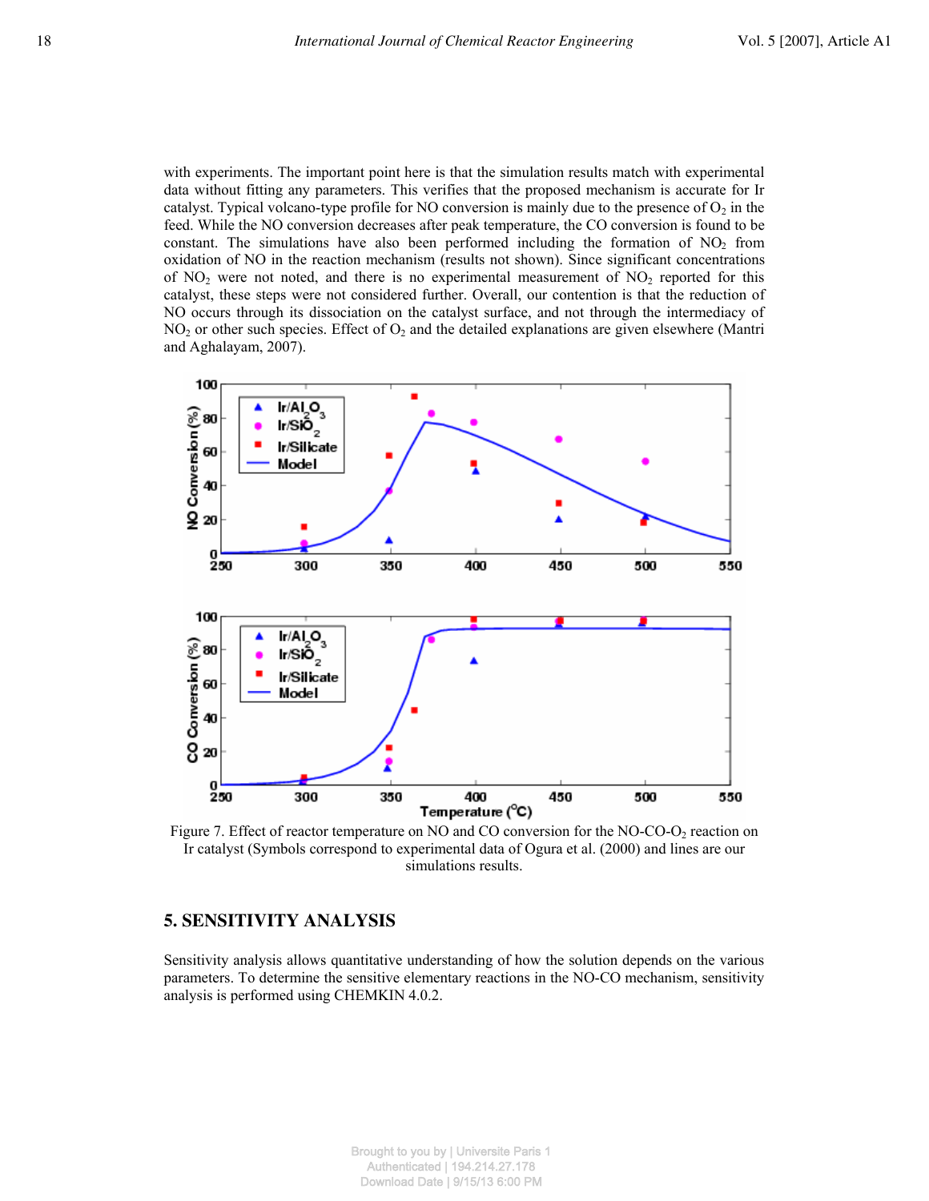with experiments. The important point here is that the simulation results match with experimental data without fitting any parameters. This verifies that the proposed mechanism is accurate for Ir catalyst. Typical volcano-type profile for NO conversion is mainly due to the presence of $O_2$ in the feed. While the NO conversion decreases after peak temperature, the CO conversion is found to be constant. The simulations have also been performed including the formation of $NO_2$ from oxidation of NO in the reaction mechanism (results not shown). Since significant concentrations of $NO_2$ were not noted, and there is no experimental measurement of $NO_2$ reported for this catalyst, these steps were not considered further. Overall, our contention is that the reduction of NO occurs through its dissociation on the catalyst surface, and not through the intermediacy of $NO_2$ or other such species. Effect of $O_2$ and the detailed explanations are given elsewhere (Mantri and Aghalayam, 2007).

Figure 7. Effect of reactor temperature on NO and CO conversion for the NO-CO-$O_2$ reaction on Ir catalyst (Symbols correspond to experimental data of Ogura et al. (2000) and lines are our simulations results.

## 5. SENSITIVITY ANALYSIS

Sensitivity analysis allows quantitative understanding of how the solution depends on the various parameters. To determine the sensitive elementary reactions in the NO-CO mechanism, sensitivity analysis is performed using CHEMKIN 4.0.2.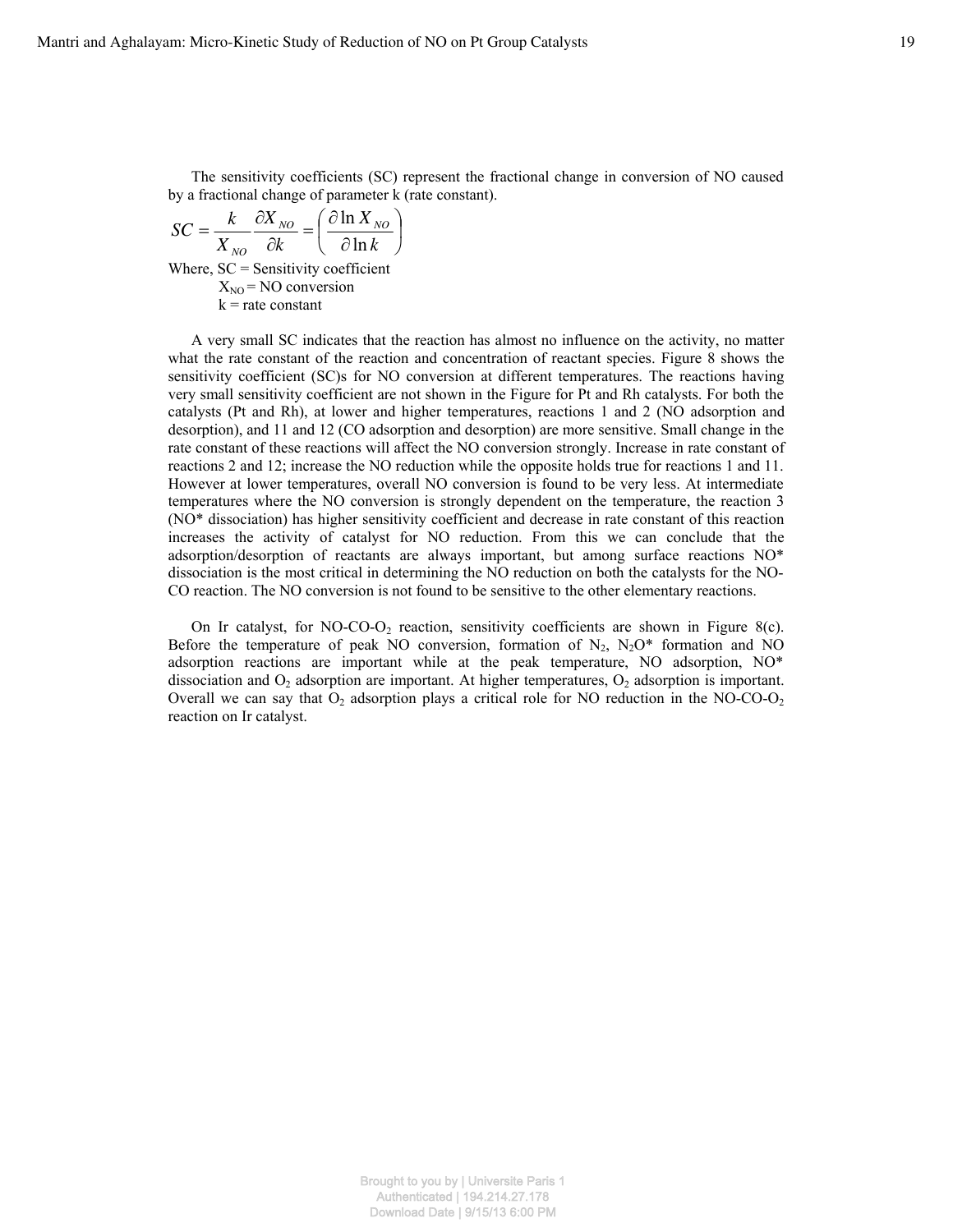The sensitivity coefficients (SC) represent the fractional change in conversion of NO caused by a fractional change of parameter k (rate constant).

$$SC = \frac{k}{X_{NO}} \frac{\partial X_{NO}}{\partial k} = \left( \frac{\partial \ln X_{NO}}{\partial \ln k} \right)$$

Where, SC = Sensitivity coefficient
$X_{NO}$ = NO conversion
k = rate constant

A very small SC indicates that the reaction has almost no influence on the activity, no matter what the rate constant of the reaction and concentration of reactant species. Figure 8 shows the sensitivity coefficient (SC)s for NO conversion at different temperatures. The reactions having very small sensitivity coefficient are not shown in the Figure for Pt and Rh catalysts. For both the catalysts (Pt and Rh), at lower and higher temperatures, reactions 1 and 2 (NO adsorption and desorption), and 11 and 12 (CO adsorption and desorption) are more sensitive. Small change in the rate constant of these reactions will affect the NO conversion strongly. Increase in rate constant of reactions 2 and 12; increase the NO reduction while the opposite holds true for reactions 1 and 11. However at lower temperatures, overall NO conversion is found to be very less. At intermediate temperatures where the NO conversion is strongly dependent on the temperature, the reaction 3 (NO* dissociation) has higher sensitivity coefficient and decrease in rate constant of this reaction increases the activity of catalyst for NO reduction. From this we can conclude that the adsorption/desorption of reactants are always important, but among surface reactions NO* dissociation is the most critical in determining the NO reduction on both the catalysts for the NO-CO reaction. The NO conversion is not found to be sensitive to the other elementary reactions.

On Ir catalyst, for NO-CO-$O_2$ reaction, sensitivity coefficients are shown in Figure 8(c). Before the temperature of peak NO conversion, formation of $N_2$, $N_2O$* formation and NO adsorption reactions are important while at the peak temperature, NO adsorption, NO* dissociation and $O_2$ adsorption are important. At higher temperatures, $O_2$ adsorption is important. Overall we can say that $O_2$ adsorption plays a critical role for NO reduction in the NO-CO-$O_2$ reaction on Ir catalyst.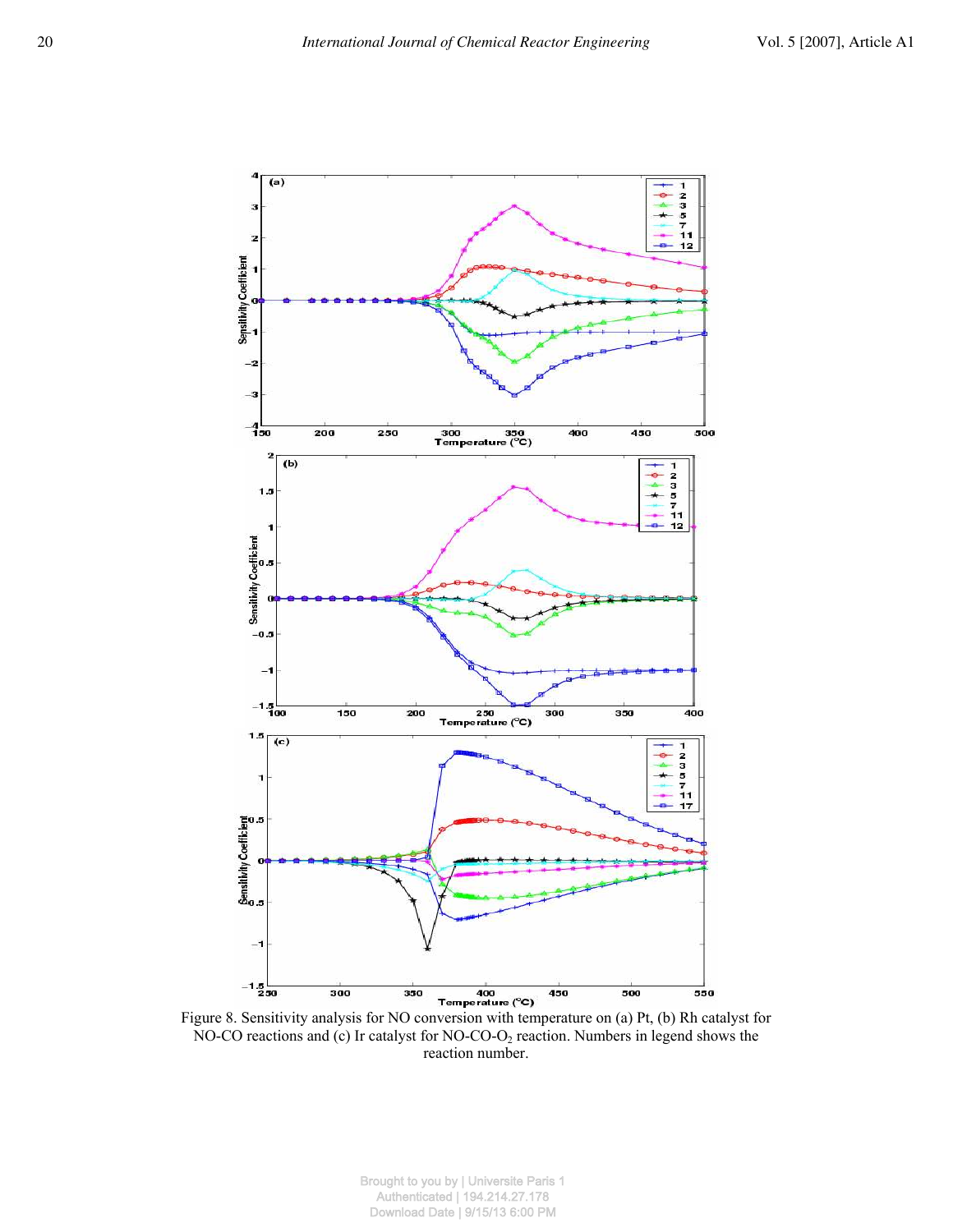Figure 8. Sensitivity analysis for NO conversion with temperature on (a) Pt, (b) Rh catalyst for NO-CO reactions and (c) Ir catalyst for NO-CO-$O_2$ reaction. Numbers in legend shows the reaction number.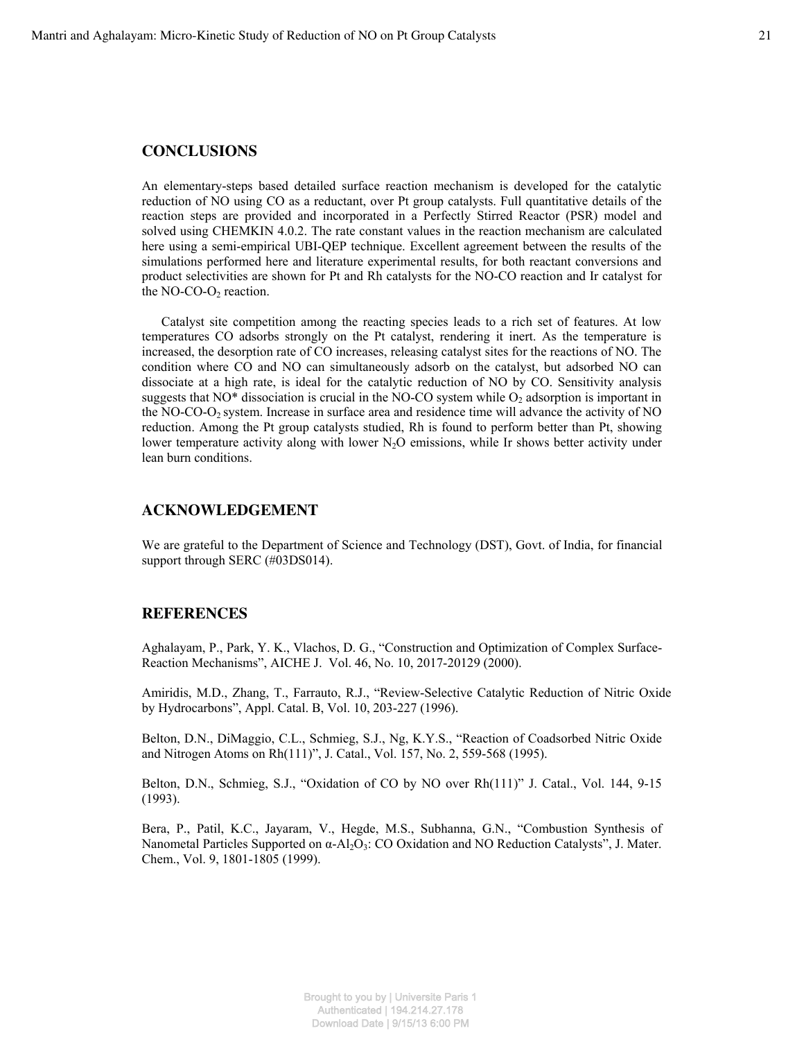## CONCLUSIONS

An elementary-steps based detailed surface reaction mechanism is developed for the catalytic reduction of NO using CO as a reductant, over Pt group catalysts. Full quantitative details of the reaction steps are provided and incorporated in a Perfectly Stirred Reactor (PSR) model and solved using CHEMKIN 4.0.2. The rate constant values in the reaction mechanism are calculated here using a semi-empirical UBI-QEP technique. Excellent agreement between the results of the simulations performed here and literature experimental results, for both reactant conversions and product selectivities are shown for Pt and Rh catalysts for the NO-CO reaction and Ir catalyst for the NO-CO-$O_2$ reaction.

Catalyst site competition among the reacting species leads to a rich set of features. At low temperatures CO adsorbs strongly on the Pt catalyst, rendering it inert. As the temperature is increased, the desorption rate of CO increases, releasing catalyst sites for the reactions of NO. The condition where CO and NO can simultaneously adsorb on the catalyst, but adsorbed NO can dissociate at a high rate, is ideal for the catalytic reduction of NO by CO. Sensitivity analysis suggests that NO* dissociation is crucial in the NO-CO system while $O_2$ adsorption is important in the NO-CO-$O_2$ system. Increase in surface area and residence time will advance the activity of NO reduction. Among the Pt group catalysts studied, Rh is found to perform better than Pt, showing lower temperature activity along with lower $N_2O$ emissions, while Ir shows better activity under lean burn conditions.

## ACKNOWLEDGEMENT

We are grateful to the Department of Science and Technology (DST), Govt. of India, for financial support through SERC (#03DS014).

## REFERENCES

Aghalayam, P., Park, Y. K., Vlachos, D. G., "Construction and Optimization of Complex Surface-Reaction Mechanisms", AICHE J. Vol. 46, No. 10, 2017-20129 (2000).

Amiridis, M.D., Zhang, T., Farrauto, R.J., "Review-Selective Catalytic Reduction of Nitric Oxide by Hydrocarbons", Appl. Catal. B, Vol. 10, 203-227 (1996).

Belton, D.N., DiMaggio, C.L., Schmieg, S.J., Ng, K.Y.S., "Reaction of Coadsorbed Nitric Oxide and Nitrogen Atoms on Rh(111)", J. Catal., Vol. 157, No. 2, 559-568 (1995).

Belton, D.N., Schmieg, S.J., "Oxidation of CO by NO over Rh(111)" J. Catal., Vol. 144, 9-15 (1993).

Bera, P., Patil, K.C., Jayaram, V., Hegde, M.S., Subhanna, G.N., "Combustion Synthesis of Nanometal Particles Supported on α-$Al_2O_3$: CO Oxidation and NO Reduction Catalysts", J. Mater. Chem., Vol. 9, 1801-1805 (1999).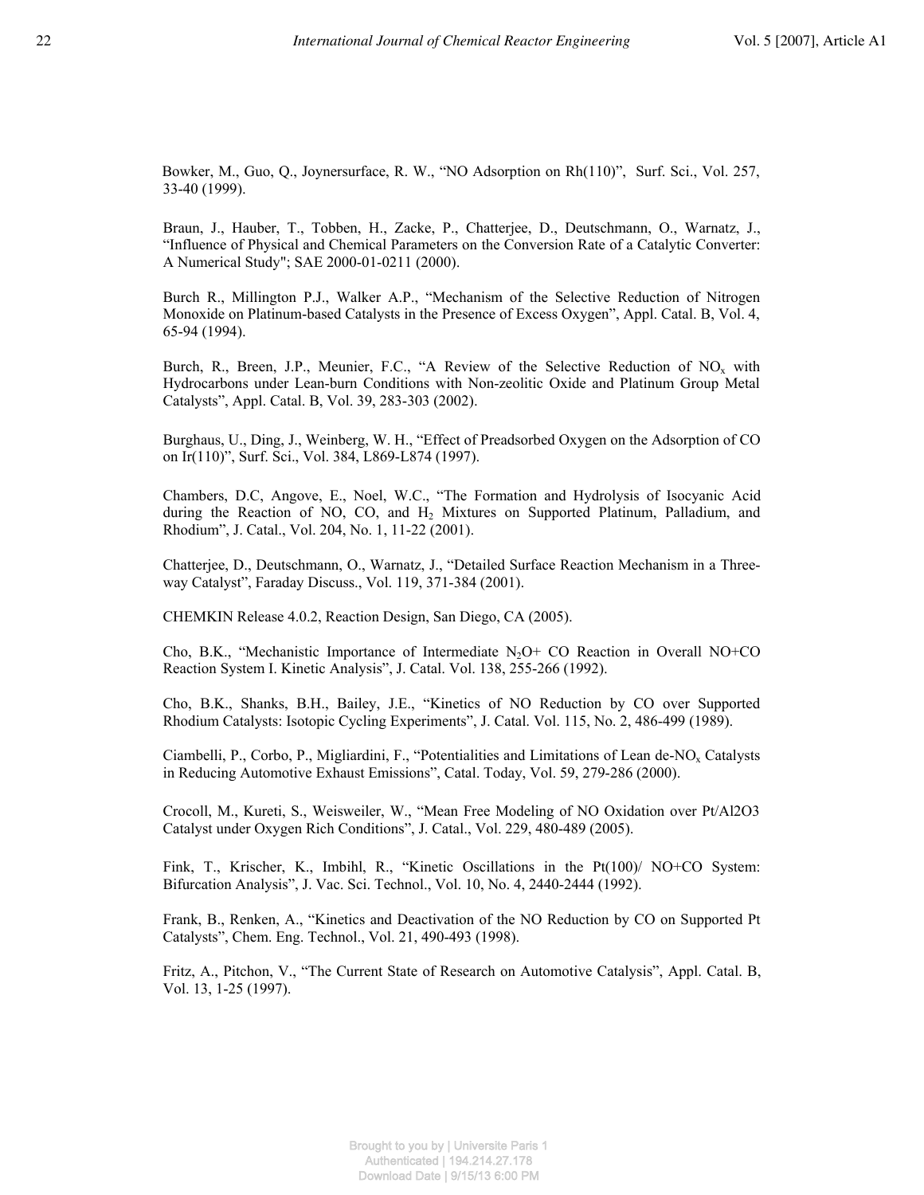Bowker, M., Guo, Q., Joynersurface, R. W., "NO Adsorption on Rh(110)", Surf. Sci., Vol. 257, 33-40 (1999).

Braun, J., Hauber, T., Tobben, H., Zacke, P., Chatterjee, D., Deutschmann, O., Warnatz, J., "Influence of Physical and Chemical Parameters on the Conversion Rate of a Catalytic Converter: A Numerical Study"; SAE 2000-01-0211 (2000).

Burch R., Millington P.J., Walker A.P., "Mechanism of the Selective Reduction of Nitrogen Monoxide on Platinum-based Catalysts in the Presence of Excess Oxygen", Appl. Catal. B, Vol. 4, 65-94 (1994).

Burch, R., Breen, J.P., Meunier, F.C., "A Review of the Selective Reduction of $NO_x$ with Hydrocarbons under Lean-burn Conditions with Non-zeolitic Oxide and Platinum Group Metal Catalysts", Appl. Catal. B, Vol. 39, 283-303 (2002).

Burghaus, U., Ding, J., Weinberg, W. H., "Effect of Preadsorbed Oxygen on the Adsorption of CO on Ir(110)", Surf. Sci., Vol. 384, L869-L874 (1997).

Chambers, D.C, Angove, E., Noel, W.C., "The Formation and Hydrolysis of Isocyanic Acid during the Reaction of NO, CO, and $H_2$ Mixtures on Supported Platinum, Palladium, and Rhodium", J. Catal., Vol. 204, No. 1, 11-22 (2001).

Chatterjee, D., Deutschmann, O., Warnatz, J., "Detailed Surface Reaction Mechanism in a Three-way Catalyst", Faraday Discuss., Vol. 119, 371-384 (2001).

CHEMKIN Release 4.0.2, Reaction Design, San Diego, CA (2005).

Cho, B.K., "Mechanistic Importance of Intermediate $N_2O$+ CO Reaction in Overall NO+CO Reaction System I. Kinetic Analysis", J. Catal. Vol. 138, 255-266 (1992).

Cho, B.K., Shanks, B.H., Bailey, J.E., "Kinetics of NO Reduction by CO over Supported Rhodium Catalysts: Isotopic Cycling Experiments", J. Catal. Vol. 115, No. 2, 486-499 (1989).

Ciambelli, P., Corbo, P., Migliardini, F., "Potentialities and Limitations of Lean de-$NO_x$ Catalysts in Reducing Automotive Exhaust Emissions", Catal. Today, Vol. 59, 279-286 (2000).

Crocoll, M., Kureti, S., Weisweiler, W., "Mean Free Modeling of NO Oxidation over Pt/Al2O3 Catalyst under Oxygen Rich Conditions", J. Catal., Vol. 229, 480-489 (2005).

Fink, T., Krischer, K., Imbihl, R., "Kinetic Oscillations in the Pt(100)/ NO+CO System: Bifurcation Analysis", J. Vac. Sci. Technol., Vol. 10, No. 4, 2440-2444 (1992).

Frank, B., Renken, A., "Kinetics and Deactivation of the NO Reduction by CO on Supported Pt Catalysts", Chem. Eng. Technol., Vol. 21, 490-493 (1998).

Fritz, A., Pitchon, V., "The Current State of Research on Automotive Catalysis", Appl. Catal. B, Vol. 13, 1-25 (1997).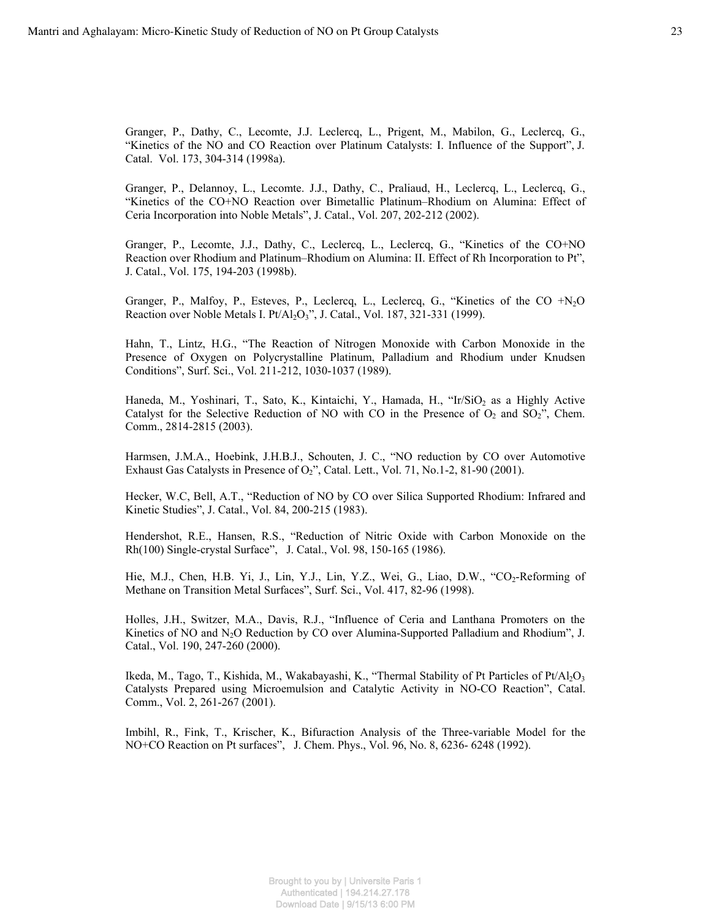Granger, P., Dathy, C., Lecomte, J.J. Leclercq, L., Prigent, M., Mabilon, G., Leclercq, G., "Kinetics of the NO and CO Reaction over Platinum Catalysts: I. Influence of the Support", J. Catal. Vol. 173, 304-314 (1998a).

Granger, P., Delannoy, L., Lecomte. J.J., Dathy, C., Praliaud, H., Leclercq, L., Leclercq, G., "Kinetics of the CO+NO Reaction over Bimetallic Platinum–Rhodium on Alumina: Effect of Ceria Incorporation into Noble Metals", J. Catal., Vol. 207, 202-212 (2002).

Granger, P., Lecomte, J.J., Dathy, C., Leclercq, L., Leclercq, G., "Kinetics of the CO+NO Reaction over Rhodium and Platinum–Rhodium on Alumina: II. Effect of Rh Incorporation to Pt", J. Catal., Vol. 175, 194-203 (1998b).

Granger, P., Malfoy, P., Esteves, P., Leclercq, L., Leclercq, G., "Kinetics of the CO +$N_2O$ Reaction over Noble Metals I. $Pt/Al_2O_3$", J. Catal., Vol. 187, 321-331 (1999).

Hahn, T., Lintz, H.G., "The Reaction of Nitrogen Monoxide with Carbon Monoxide in the Presence of Oxygen on Polycrystalline Platinum, Palladium and Rhodium under Knudsen Conditions", Surf. Sci., Vol. 211-212, 1030-1037 (1989).

Haneda, M., Yoshinari, T., Sato, K., Kintaichi, Y., Hamada, H., "$Ir/SiO_2$ as a Highly Active Catalyst for the Selective Reduction of NO with CO in the Presence of $O_2$ and $SO_2$", Chem. Comm., 2814-2815 (2003).

Harmsen, J.M.A., Hoebink, J.H.B.J., Schouten, J. C., "NO reduction by CO over Automotive Exhaust Gas Catalysts in Presence of $O_2$", Catal. Lett., Vol. 71, No.1-2, 81-90 (2001).

Hecker, W.C, Bell, A.T., "Reduction of NO by CO over Silica Supported Rhodium: Infrared and Kinetic Studies", J. Catal., Vol. 84, 200-215 (1983).

Hendershot, R.E., Hansen, R.S., "Reduction of Nitric Oxide with Carbon Monoxide on the Rh(100) Single-crystal Surface", J. Catal., Vol. 98, 150-165 (1986).

Hie, M.J., Chen, H.B. Yi, J., Lin, Y.J., Lin, Y.Z., Wei, G., Liao, D.W., "$CO_2$-Reforming of Methane on Transition Metal Surfaces", Surf. Sci., Vol. 417, 82-96 (1998).

Holles, J.H., Switzer, M.A., Davis, R.J., "Influence of Ceria and Lanthana Promoters on the Kinetics of NO and $N_2O$ Reduction by CO over Alumina-Supported Palladium and Rhodium", J. Catal., Vol. 190, 247-260 (2000).

Ikeda, M., Tago, T., Kishida, M., Wakabayashi, K., "Thermal Stability of Pt Particles of $Pt/Al_2O_3$ Catalysts Prepared using Microemulsion and Catalytic Activity in NO-CO Reaction", Catal. Comm., Vol. 2, 261-267 (2001).

Imbihl, R., Fink, T., Krischer, K., Bifuraction Analysis of the Three-variable Model for the NO+CO Reaction on Pt surfaces", J. Chem. Phys., Vol. 96, No. 8, 6236- 6248 (1992).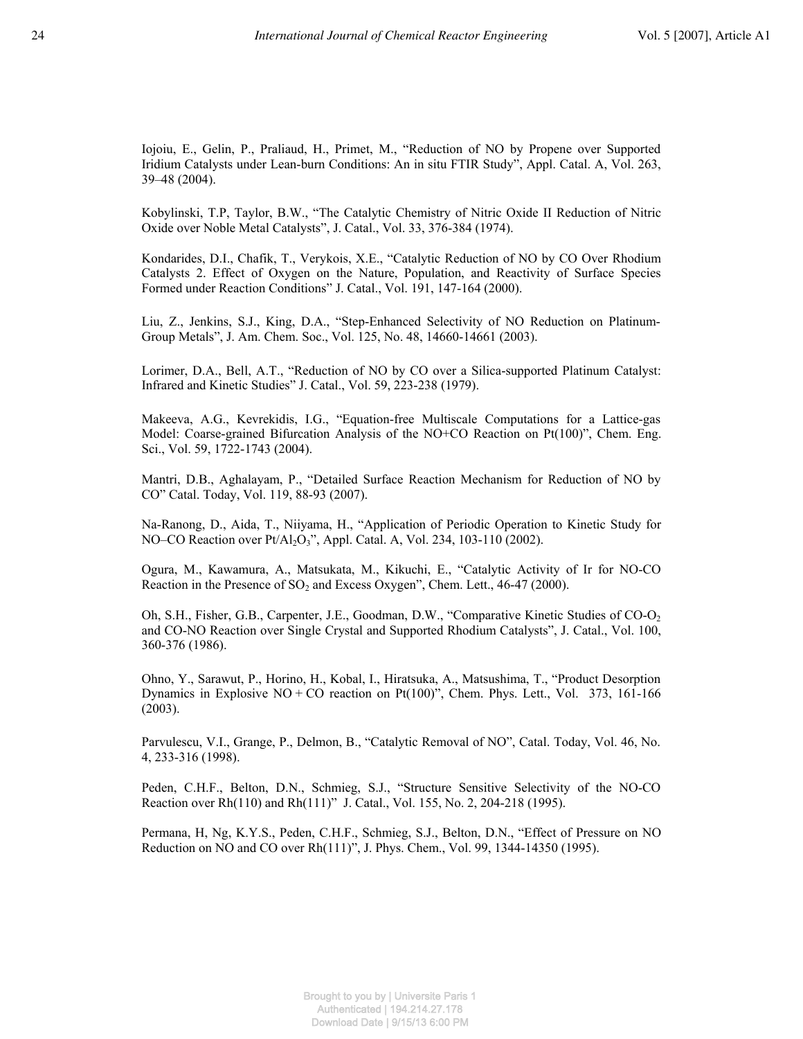Iojoiu, E., Gelin, P., Praliaud, H., Primet, M., "Reduction of NO by Propene over Supported Iridium Catalysts under Lean-burn Conditions: An in situ FTIR Study", Appl. Catal. A, Vol. 263, 39–48 (2004).

Kobylinski, T.P, Taylor, B.W., "The Catalytic Chemistry of Nitric Oxide II Reduction of Nitric Oxide over Noble Metal Catalysts", J. Catal., Vol. 33, 376-384 (1974).

Kondarides, D.I., Chafik, T., Verykois, X.E., "Catalytic Reduction of NO by CO Over Rhodium Catalysts 2. Effect of Oxygen on the Nature, Population, and Reactivity of Surface Species Formed under Reaction Conditions" J. Catal., Vol. 191, 147-164 (2000).

Liu, Z., Jenkins, S.J., King, D.A., "Step-Enhanced Selectivity of NO Reduction on Platinum-Group Metals", J. Am. Chem. Soc., Vol. 125, No. 48, 14660-14661 (2003).

Lorimer, D.A., Bell, A.T., "Reduction of NO by CO over a Silica-supported Platinum Catalyst: Infrared and Kinetic Studies" J. Catal., Vol. 59, 223-238 (1979).

Makeeva, A.G., Kevrekidis, I.G., "Equation-free Multiscale Computations for a Lattice-gas Model: Coarse-grained Bifurcation Analysis of the NO+CO Reaction on Pt(100)", Chem. Eng. Sci., Vol. 59, 1722-1743 (2004).

Mantri, D.B., Aghalayam, P., "Detailed Surface Reaction Mechanism for Reduction of NO by CO" Catal. Today, Vol. 119, 88-93 (2007).

Na-Ranong, D., Aida, T., Niiyama, H., "Application of Periodic Operation to Kinetic Study for NO–CO Reaction over Pt/$Al_2O_3$", Appl. Catal. A, Vol. 234, 103-110 (2002).

Ogura, M., Kawamura, A., Matsukata, M., Kikuchi, E., "Catalytic Activity of Ir for NO-CO Reaction in the Presence of $SO_2$ and Excess Oxygen", Chem. Lett., 46-47 (2000).

Oh, S.H., Fisher, G.B., Carpenter, J.E., Goodman, D.W., "Comparative Kinetic Studies of CO-$O_2$ and CO-NO Reaction over Single Crystal and Supported Rhodium Catalysts", J. Catal., Vol. 100, 360-376 (1986).

Ohno, Y., Sarawut, P., Horino, H., Kobal, I., Hiratsuka, A., Matsushima, T., "Product Desorption Dynamics in Explosive NO + CO reaction on Pt(100)", Chem. Phys. Lett., Vol. 373, 161-166 (2003).

Parvulescu, V.I., Grange, P., Delmon, B., "Catalytic Removal of NO", Catal. Today, Vol. 46, No. 4, 233-316 (1998).

Peden, C.H.F., Belton, D.N., Schmieg, S.J., "Structure Sensitive Selectivity of the NO-CO Reaction over Rh(110) and Rh(111)" J. Catal., Vol. 155, No. 2, 204-218 (1995).

Permana, H, Ng, K.Y.S., Peden, C.H.F., Schmieg, S.J., Belton, D.N., "Effect of Pressure on NO Reduction on NO and CO over Rh(111)", J. Phys. Chem., Vol. 99, 1344-14350 (1995).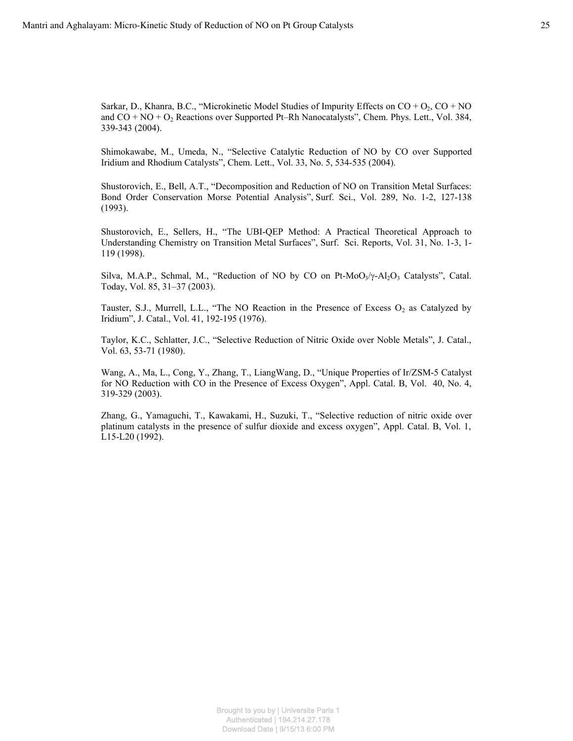Sarkar, D., Khanra, B.C., “Microkinetic Model Studies of Impurity Effects on $CO + O_2$, $CO + NO$ and $CO + NO + O_2$ Reactions over Supported Pt–Rh Nanocatalysts”, Chem. Phys. Lett., Vol. 384, 339-343 (2004).

Shimokawabe, M., Umeda, N., “Selective Catalytic Reduction of NO by CO over Supported Iridium and Rhodium Catalysts”, Chem. Lett., Vol. 33, No. 5, 534-535 (2004).

Shustorovich, E., Bell, A.T., “Decomposition and Reduction of NO on Transition Metal Surfaces: Bond Order Conservation Morse Potential Analysis”, Surf. Sci., Vol. 289, No. 1-2, 127-138 (1993).

Shustorovich, E., Sellers, H., “The UBI-QEP Method: A Practical Theoretical Approach to Understanding Chemistry on Transition Metal Surfaces”, Surf. Sci. Reports, Vol. 31, No. 1-3, 1-119 (1998).

Silva, M.A.P., Schmal, M., “Reduction of NO by CO on Pt-$MoO_3$/$\gamma$-$Al_2O_3$ Catalysts”, Catal. Today, Vol. 85, 31–37 (2003).

Tauster, S.J., Murrell, L.L., “The NO Reaction in the Presence of Excess $O_2$ as Catalyzed by Iridium”, J. Catal., Vol. 41, 192-195 (1976).

Taylor, K.C., Schlatter, J.C., “Selective Reduction of Nitric Oxide over Noble Metals”, J. Catal., Vol. 63, 53-71 (1980).

Wang, A., Ma, L., Cong, Y., Zhang, T., LiangWang, D., “Unique Properties of Ir/ZSM-5 Catalyst for NO Reduction with CO in the Presence of Excess Oxygen”, Appl. Catal. B, Vol. 40, No. 4, 319-329 (2003).

Zhang, G., Yamaguchi, T., Kawakami, H., Suzuki, T., “Selective reduction of nitric oxide over platinum catalysts in the presence of sulfur dioxide and excess oxygen”, Appl. Catal. B, Vol. 1, L15-L20 (1992).